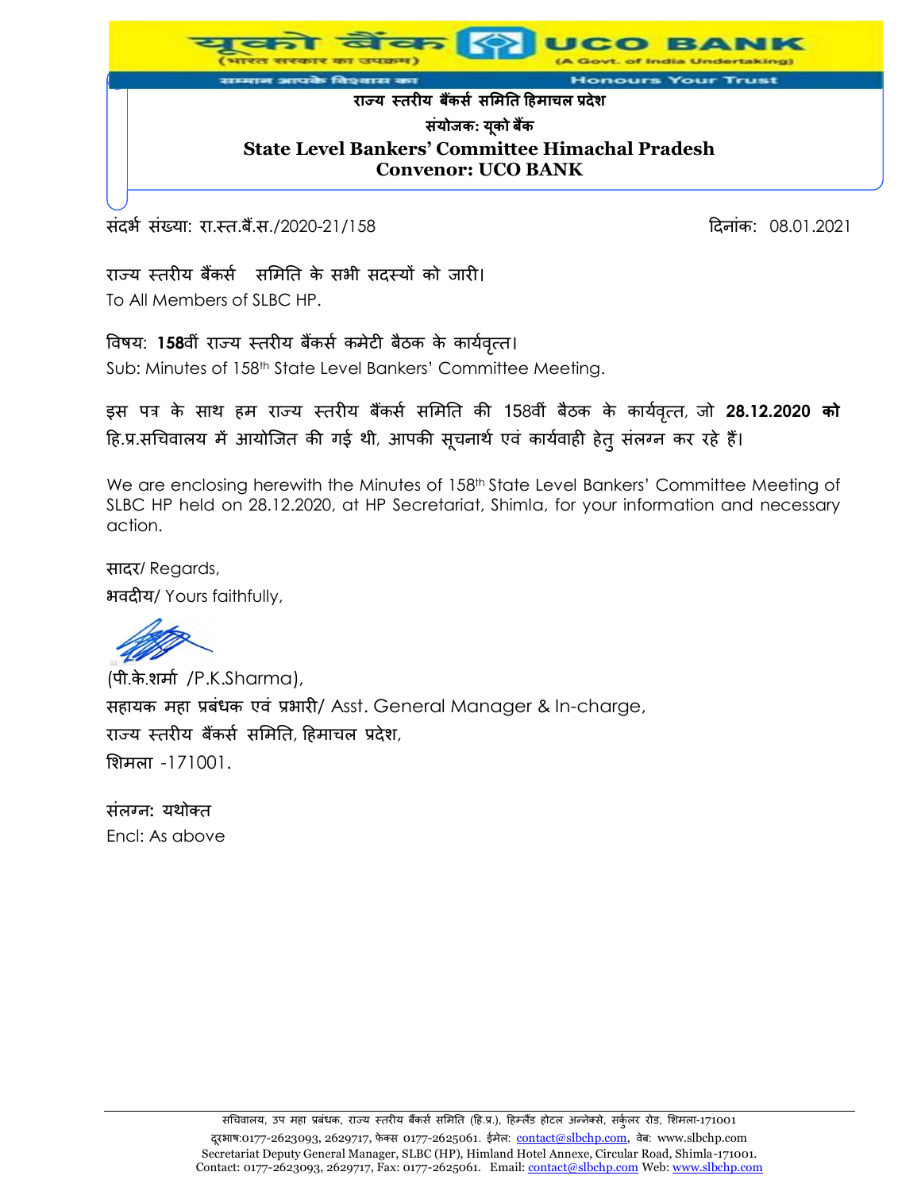यूको बैंक (भारत सरकार का उपक्रम) UCO BANK (A Govt. of India Undertaking)

सम्मान आपके विश्वास का — Honours Your Trust

**राज्य स्तरीय बैंकर्स समिति हिमाचल प्रदेश**

**संयोजक: यूको बैंक**

**State Level Bankers' Committee Himachal Pradesh**
**Convenor: UCO BANK**

संदर्भ संख्या: रा.स्त.बैं.स./2020-21/158 दिनांक: 08.01.2021

राज्य स्तरीय बैंकर्स समिति के सभी सदस्यों को जारी।
To All Members of SLBC HP.

विषय: **158**वीं राज्य स्तरीय बैंकर्स कमेटी बैठक के कार्यवृत्त।
Sub: Minutes of 158th State Level Bankers' Committee Meeting.

इस पत्र के साथ हम राज्य स्तरीय बैंकर्स समिति की 158वीं बैठक के कार्यवृत्त, जो **28.12.2020 को** हि.प्र.सचिवालय में आयोजित की गई थी, आपकी सूचनार्थ एवं कार्यवाही हेतु संलग्न कर रहे हैं।

We are enclosing herewith the Minutes of 158th State Level Bankers' Committee Meeting of SLBC HP held on 28.12.2020, at HP Secretariat, Shimla, for your information and necessary action.

सादर/ Regards,
भवदीय/ Yours faithfully,

(पी.के.शर्मा /P.K.Sharma),
सहायक महा प्रबंधक एवं प्रभारी/ Asst. General Manager & In-charge,
राज्य स्तरीय बैंकर्स समिति, हिमाचल प्रदेश,
शिमला -171001.

संलग्न: यथोक्त
Encl: As above

सचिवालय, उप महा प्रबंधक, राज्य स्तरीय बैंकर्स समिति (हि.प्र.), हिम्लैंड होटल अन्नेक्से, सर्कुलर रोड, शिमला-171001
दूरभाष:0177-2623093, 2629717, फैक्स 0177-2625061. ईमेल: contact@slbchp.com, वेब: www.slbchp.com
Secretariat Deputy General Manager, SLBC (HP), Himland Hotel Annexe, Circular Road, Shimla-171001.
Contact: 0177-2623093, 2629717, Fax: 0177-2625061. Email: contact@slbchp.com Web: www.slbchp.com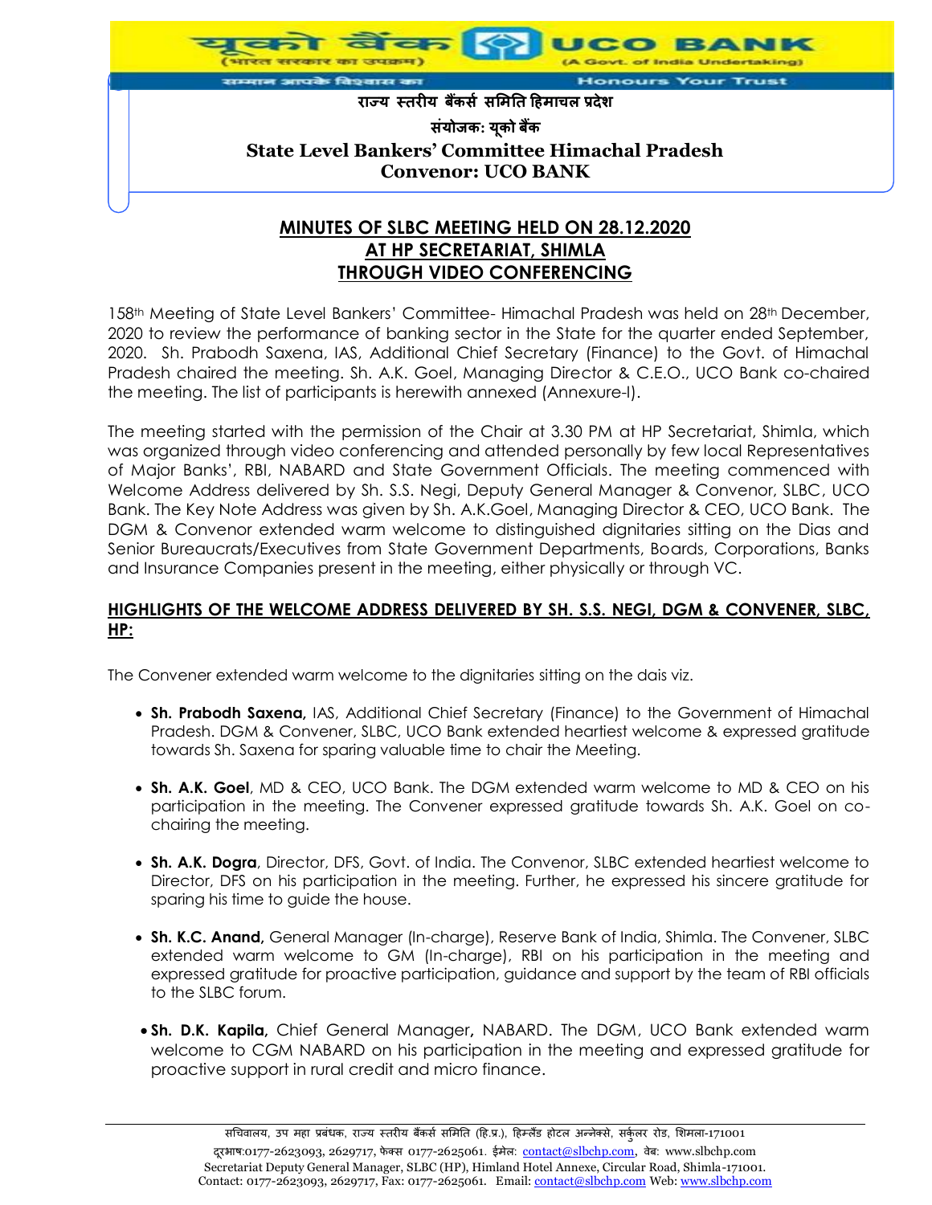**राज्य स्तरीय बैंकर्स समिति हिमाचल प्रदेश**

**संयोजक: यूको बैंक**

**State Level Bankers' Committee Himachal Pradesh**

**Convenor: UCO BANK**

## MINUTES OF SLBC MEETING HELD ON 28.12.2020 AT HP SECRETARIAT, SHIMLA THROUGH VIDEO CONFERENCING

158th Meeting of State Level Bankers' Committee- Himachal Pradesh was held on 28th December, 2020 to review the performance of banking sector in the State for the quarter ended September, 2020. Sh. Prabodh Saxena, IAS, Additional Chief Secretary (Finance) to the Govt. of Himachal Pradesh chaired the meeting. Sh. A.K. Goel, Managing Director & C.E.O., UCO Bank co-chaired the meeting. The list of participants is herewith annexed (Annexure-I).

The meeting started with the permission of the Chair at 3.30 PM at HP Secretariat, Shimla, which was organized through video conferencing and attended personally by few local Representatives of Major Banks', RBI, NABARD and State Government Officials. The meeting commenced with Welcome Address delivered by Sh. S.S. Negi, Deputy General Manager & Convenor, SLBC, UCO Bank. The Key Note Address was given by Sh. A.K.Goel, Managing Director & CEO, UCO Bank. The DGM & Convenor extended warm welcome to distinguished dignitaries sitting on the Dias and Senior Bureaucrats/Executives from State Government Departments, Boards, Corporations, Banks and Insurance Companies present in the meeting, either physically or through VC.

### HIGHLIGHTS OF THE WELCOME ADDRESS DELIVERED BY SH. S.S. NEGI, DGM & CONVENER, SLBC, HP:

The Convener extended warm welcome to the dignitaries sitting on the dais viz.

- **Sh. Prabodh Saxena,** IAS, Additional Chief Secretary (Finance) to the Government of Himachal Pradesh. DGM & Convener, SLBC, UCO Bank extended heartiest welcome & expressed gratitude towards Sh. Saxena for sparing valuable time to chair the Meeting.
- **Sh. A.K. Goel**, MD & CEO, UCO Bank. The DGM extended warm welcome to MD & CEO on his participation in the meeting. The Convener expressed gratitude towards Sh. A.K. Goel on co-chairing the meeting.
- **Sh. A.K. Dogra**, Director, DFS, Govt. of India. The Convenor, SLBC extended heartiest welcome to Director, DFS on his participation in the meeting. Further, he expressed his sincere gratitude for sparing his time to guide the house.
- **Sh. K.C. Anand,** General Manager (In-charge), Reserve Bank of India, Shimla. The Convener, SLBC extended warm welcome to GM (In-charge), RBI on his participation in the meeting and expressed gratitude for proactive participation, guidance and support by the team of RBI officials to the SLBC forum.
- **Sh. D.K. Kapila,** Chief General Manager**,** NABARD. The DGM, UCO Bank extended warm welcome to CGM NABARD on his participation in the meeting and expressed gratitude for proactive support in rural credit and micro finance.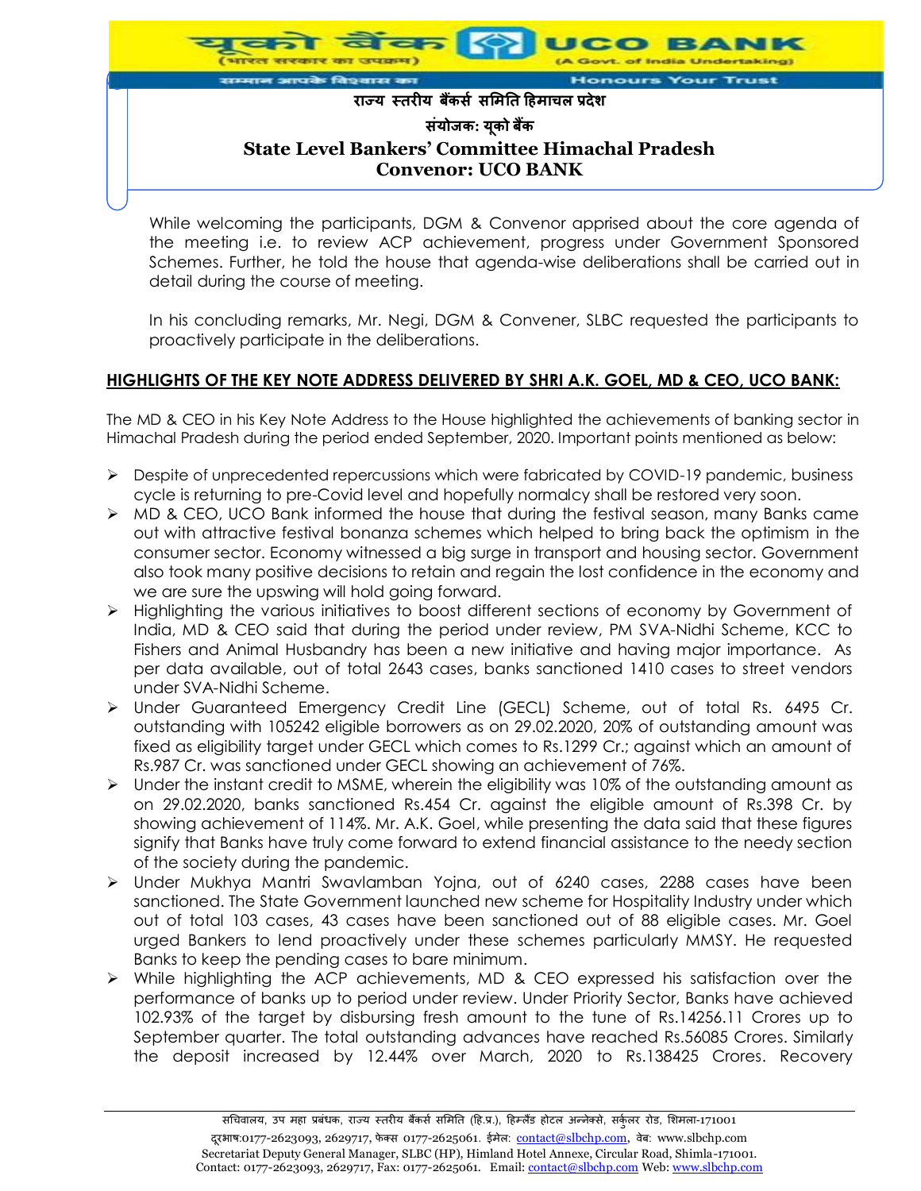While welcoming the participants, DGM & Convenor apprised about the core agenda of the meeting i.e. to review ACP achievement, progress under Government Sponsored Schemes. Further, he told the house that agenda-wise deliberations shall be carried out in detail during the course of meeting.

In his concluding remarks, Mr. Negi, DGM & Convener, SLBC requested the participants to proactively participate in the deliberations.

## HIGHLIGHTS OF THE KEY NOTE ADDRESS DELIVERED BY SHRI A.K. GOEL, MD & CEO, UCO BANK:

The MD & CEO in his Key Note Address to the House highlighted the achievements of banking sector in Himachal Pradesh during the period ended September, 2020. Important points mentioned as below:

- Despite of unprecedented repercussions which were fabricated by COVID-19 pandemic, business cycle is returning to pre-Covid level and hopefully normalcy shall be restored very soon.
- MD & CEO, UCO Bank informed the house that during the festival season, many Banks came out with attractive festival bonanza schemes which helped to bring back the optimism in the consumer sector. Economy witnessed a big surge in transport and housing sector. Government also took many positive decisions to retain and regain the lost confidence in the economy and we are sure the upswing will hold going forward.
- Highlighting the various initiatives to boost different sections of economy by Government of India, MD & CEO said that during the period under review, PM SVA-Nidhi Scheme, KCC to Fishers and Animal Husbandry has been a new initiative and having major importance. As per data available, out of total 2643 cases, banks sanctioned 1410 cases to street vendors under SVA-Nidhi Scheme.
- Under Guaranteed Emergency Credit Line (GECL) Scheme, out of total Rs. 6495 Cr. outstanding with 105242 eligible borrowers as on 29.02.2020, 20% of outstanding amount was fixed as eligibility target under GECL which comes to Rs.1299 Cr.; against which an amount of Rs.987 Cr. was sanctioned under GECL showing an achievement of 76%.
- Under the instant credit to MSME, wherein the eligibility was 10% of the outstanding amount as on 29.02.2020, banks sanctioned Rs.454 Cr. against the eligible amount of Rs.398 Cr. by showing achievement of 114%. Mr. A.K. Goel, while presenting the data said that these figures signify that Banks have truly come forward to extend financial assistance to the needy section of the society during the pandemic.
- Under Mukhya Mantri Swavlamban Yojna, out of 6240 cases, 2288 cases have been sanctioned. The State Government launched new scheme for Hospitality Industry under which out of total 103 cases, 43 cases have been sanctioned out of 88 eligible cases. Mr. Goel urged Bankers to lend proactively under these schemes particularly MMSY. He requested Banks to keep the pending cases to bare minimum.
- While highlighting the ACP achievements, MD & CEO expressed his satisfaction over the performance of banks up to period under review. Under Priority Sector, Banks have achieved 102.93% of the target by disbursing fresh amount to the tune of Rs.14256.11 Crores up to September quarter. The total outstanding advances have reached Rs.56085 Crores. Similarly the deposit increased by 12.44% over March, 2020 to Rs.138425 Crores. Recovery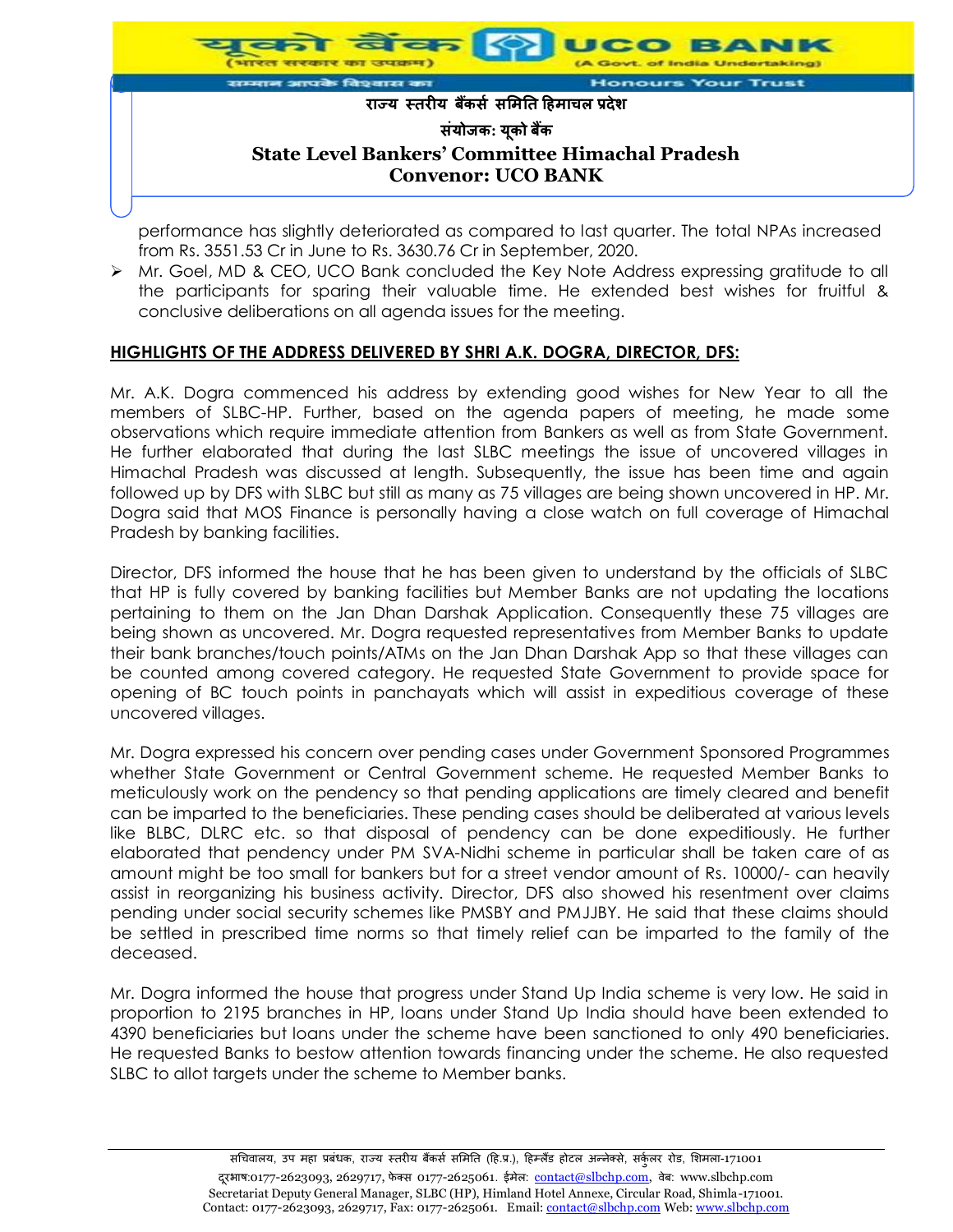performance has slightly deteriorated as compared to last quarter. The total NPAs increased from Rs. 3551.53 Cr in June to Rs. 3630.76 Cr in September, 2020.

- Mr. Goel, MD & CEO, UCO Bank concluded the Key Note Address expressing gratitude to all the participants for sparing their valuable time. He extended best wishes for fruitful & conclusive deliberations on all agenda issues for the meeting.

**HIGHLIGHTS OF THE ADDRESS DELIVERED BY SHRI A.K. DOGRA, DIRECTOR, DFS:**

Mr. A.K. Dogra commenced his address by extending good wishes for New Year to all the members of SLBC-HP. Further, based on the agenda papers of meeting, he made some observations which require immediate attention from Bankers as well as from State Government. He further elaborated that during the last SLBC meetings the issue of uncovered villages in Himachal Pradesh was discussed at length. Subsequently, the issue has been time and again followed up by DFS with SLBC but still as many as 75 villages are being shown uncovered in HP. Mr. Dogra said that MOS Finance is personally having a close watch on full coverage of Himachal Pradesh by banking facilities.

Director, DFS informed the house that he has been given to understand by the officials of SLBC that HP is fully covered by banking facilities but Member Banks are not updating the locations pertaining to them on the Jan Dhan Darshak Application. Consequently these 75 villages are being shown as uncovered. Mr. Dogra requested representatives from Member Banks to update their bank branches/touch points/ATMs on the Jan Dhan Darshak App so that these villages can be counted among covered category. He requested State Government to provide space for opening of BC touch points in panchayats which will assist in expeditious coverage of these uncovered villages.

Mr. Dogra expressed his concern over pending cases under Government Sponsored Programmes whether State Government or Central Government scheme. He requested Member Banks to meticulously work on the pendency so that pending applications are timely cleared and benefit can be imparted to the beneficiaries. These pending cases should be deliberated at various levels like BLBC, DLRC etc. so that disposal of pendency can be done expeditiously. He further elaborated that pendency under PM SVA-Nidhi scheme in particular shall be taken care of as amount might be too small for bankers but for a street vendor amount of Rs. 10000/- can heavily assist in reorganizing his business activity. Director, DFS also showed his resentment over claims pending under social security schemes like PMSBY and PMJJBY. He said that these claims should be settled in prescribed time norms so that timely relief can be imparted to the family of the deceased.

Mr. Dogra informed the house that progress under Stand Up India scheme is very low. He said in proportion to 2195 branches in HP, loans under Stand Up India should have been extended to 4390 beneficiaries but loans under the scheme have been sanctioned to only 490 beneficiaries. He requested Banks to bestow attention towards financing under the scheme. He also requested SLBC to allot targets under the scheme to Member banks.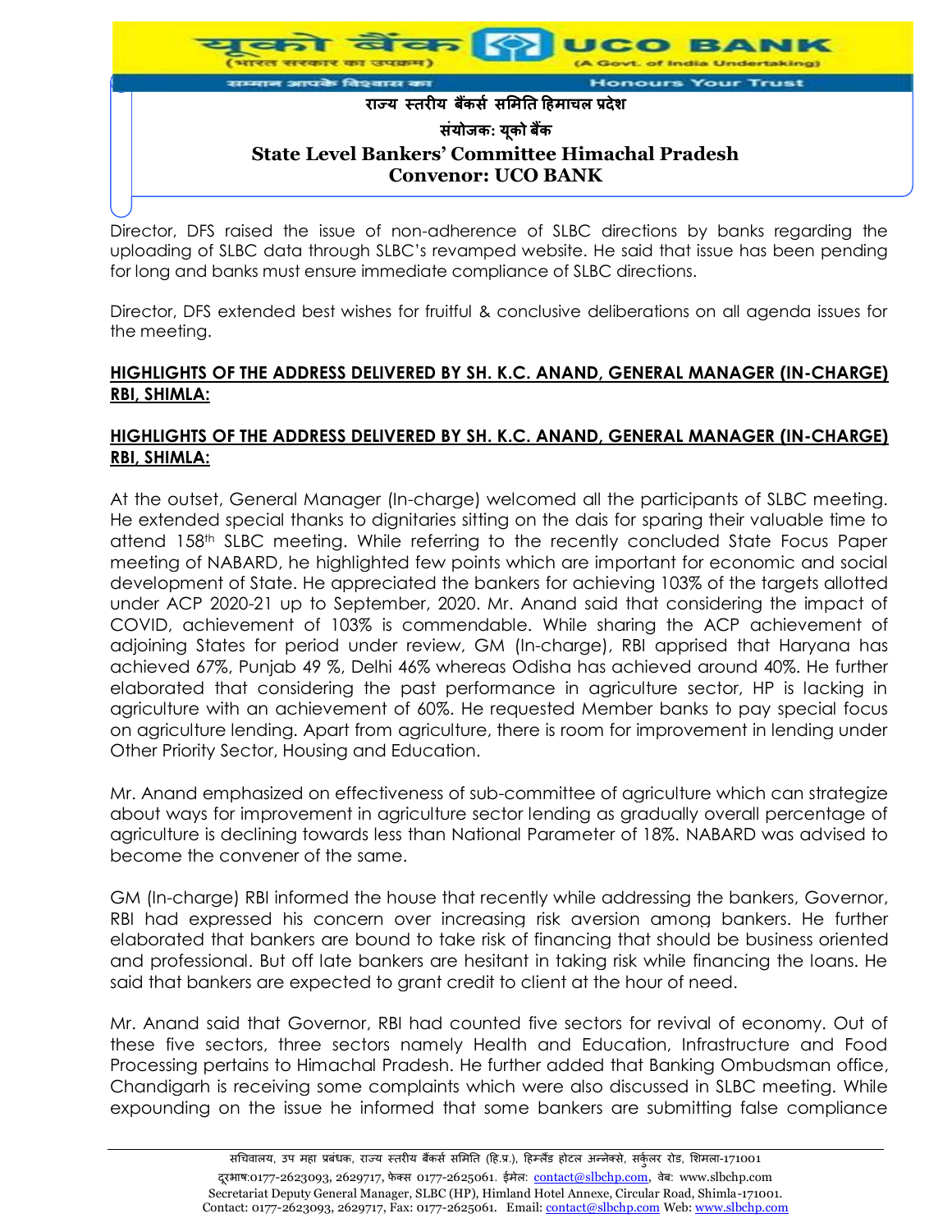Director, DFS raised the issue of non-adherence of SLBC directions by banks regarding the uploading of SLBC data through SLBC's revamped website. He said that issue has been pending for long and banks must ensure immediate compliance of SLBC directions.

Director, DFS extended best wishes for fruitful & conclusive deliberations on all agenda issues for the meeting.

**HIGHLIGHTS OF THE ADDRESS DELIVERED BY SH. K.C. ANAND, GENERAL MANAGER (IN-CHARGE) RBI, SHIMLA:**

**HIGHLIGHTS OF THE ADDRESS DELIVERED BY SH. K.C. ANAND, GENERAL MANAGER (IN-CHARGE) RBI, SHIMLA:**

At the outset, General Manager (In-charge) welcomed all the participants of SLBC meeting. He extended special thanks to dignitaries sitting on the dais for sparing their valuable time to attend 158th SLBC meeting. While referring to the recently concluded State Focus Paper meeting of NABARD, he highlighted few points which are important for economic and social development of State. He appreciated the bankers for achieving 103% of the targets allotted under ACP 2020-21 up to September, 2020. Mr. Anand said that considering the impact of COVID, achievement of 103% is commendable. While sharing the ACP achievement of adjoining States for period under review, GM (In-charge), RBI apprised that Haryana has achieved 67%, Punjab 49 %, Delhi 46% whereas Odisha has achieved around 40%. He further elaborated that considering the past performance in agriculture sector, HP is lacking in agriculture with an achievement of 60%. He requested Member banks to pay special focus on agriculture lending. Apart from agriculture, there is room for improvement in lending under Other Priority Sector, Housing and Education.

Mr. Anand emphasized on effectiveness of sub-committee of agriculture which can strategize about ways for improvement in agriculture sector lending as gradually overall percentage of agriculture is declining towards less than National Parameter of 18%. NABARD was advised to become the convener of the same.

GM (In-charge) RBI informed the house that recently while addressing the bankers, Governor, RBI had expressed his concern over increasing risk aversion among bankers. He further elaborated that bankers are bound to take risk of financing that should be business oriented and professional. But off late bankers are hesitant in taking risk while financing the loans. He said that bankers are expected to grant credit to client at the hour of need.

Mr. Anand said that Governor, RBI had counted five sectors for revival of economy. Out of these five sectors, three sectors namely Health and Education, Infrastructure and Food Processing pertains to Himachal Pradesh. He further added that Banking Ombudsman office, Chandigarh is receiving some complaints which were also discussed in SLBC meeting. While expounding on the issue he informed that some bankers are submitting false compliance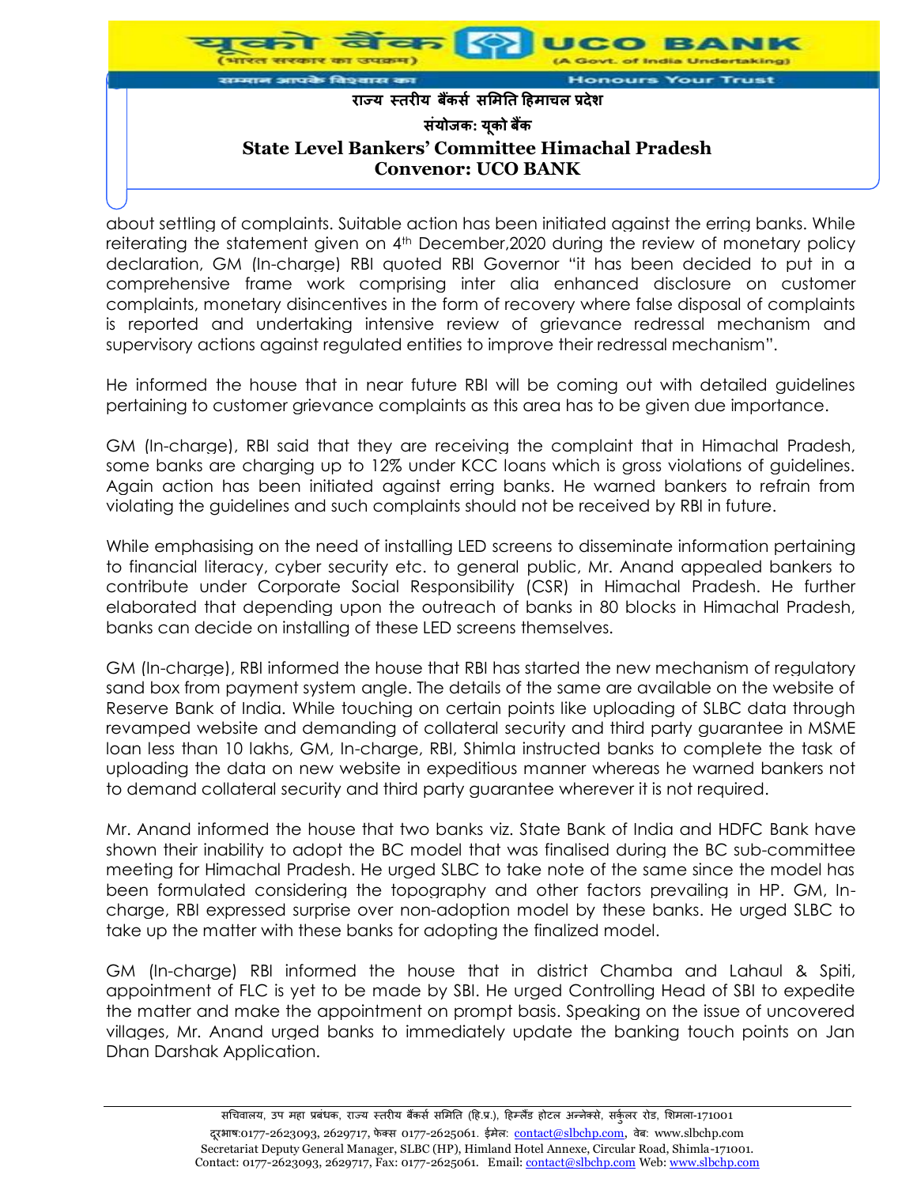about settling of complaints. Suitable action has been initiated against the erring banks. While reiterating the statement given on 4th December,2020 during the review of monetary policy declaration, GM (In-charge) RBI quoted RBI Governor "it has been decided to put in a comprehensive frame work comprising inter alia enhanced disclosure on customer complaints, monetary disincentives in the form of recovery where false disposal of complaints is reported and undertaking intensive review of grievance redressal mechanism and supervisory actions against regulated entities to improve their redressal mechanism".

He informed the house that in near future RBI will be coming out with detailed guidelines pertaining to customer grievance complaints as this area has to be given due importance.

GM (In-charge), RBI said that they are receiving the complaint that in Himachal Pradesh, some banks are charging up to 12% under KCC loans which is gross violations of guidelines. Again action has been initiated against erring banks. He warned bankers to refrain from violating the guidelines and such complaints should not be received by RBI in future.

While emphasising on the need of installing LED screens to disseminate information pertaining to financial literacy, cyber security etc. to general public, Mr. Anand appealed bankers to contribute under Corporate Social Responsibility (CSR) in Himachal Pradesh. He further elaborated that depending upon the outreach of banks in 80 blocks in Himachal Pradesh, banks can decide on installing of these LED screens themselves.

GM (In-charge), RBI informed the house that RBI has started the new mechanism of regulatory sand box from payment system angle. The details of the same are available on the website of Reserve Bank of India. While touching on certain points like uploading of SLBC data through revamped website and demanding of collateral security and third party guarantee in MSME loan less than 10 lakhs, GM, In-charge, RBI, Shimla instructed banks to complete the task of uploading the data on new website in expeditious manner whereas he warned bankers not to demand collateral security and third party guarantee wherever it is not required.

Mr. Anand informed the house that two banks viz. State Bank of India and HDFC Bank have shown their inability to adopt the BC model that was finalised during the BC sub-committee meeting for Himachal Pradesh. He urged SLBC to take note of the same since the model has been formulated considering the topography and other factors prevailing in HP. GM, In-charge, RBI expressed surprise over non-adoption model by these banks. He urged SLBC to take up the matter with these banks for adopting the finalized model.

GM (In-charge) RBI informed the house that in district Chamba and Lahaul & Spiti, appointment of FLC is yet to be made by SBI. He urged Controlling Head of SBI to expedite the matter and make the appointment on prompt basis. Speaking on the issue of uncovered villages, Mr. Anand urged banks to immediately update the banking touch points on Jan Dhan Darshak Application.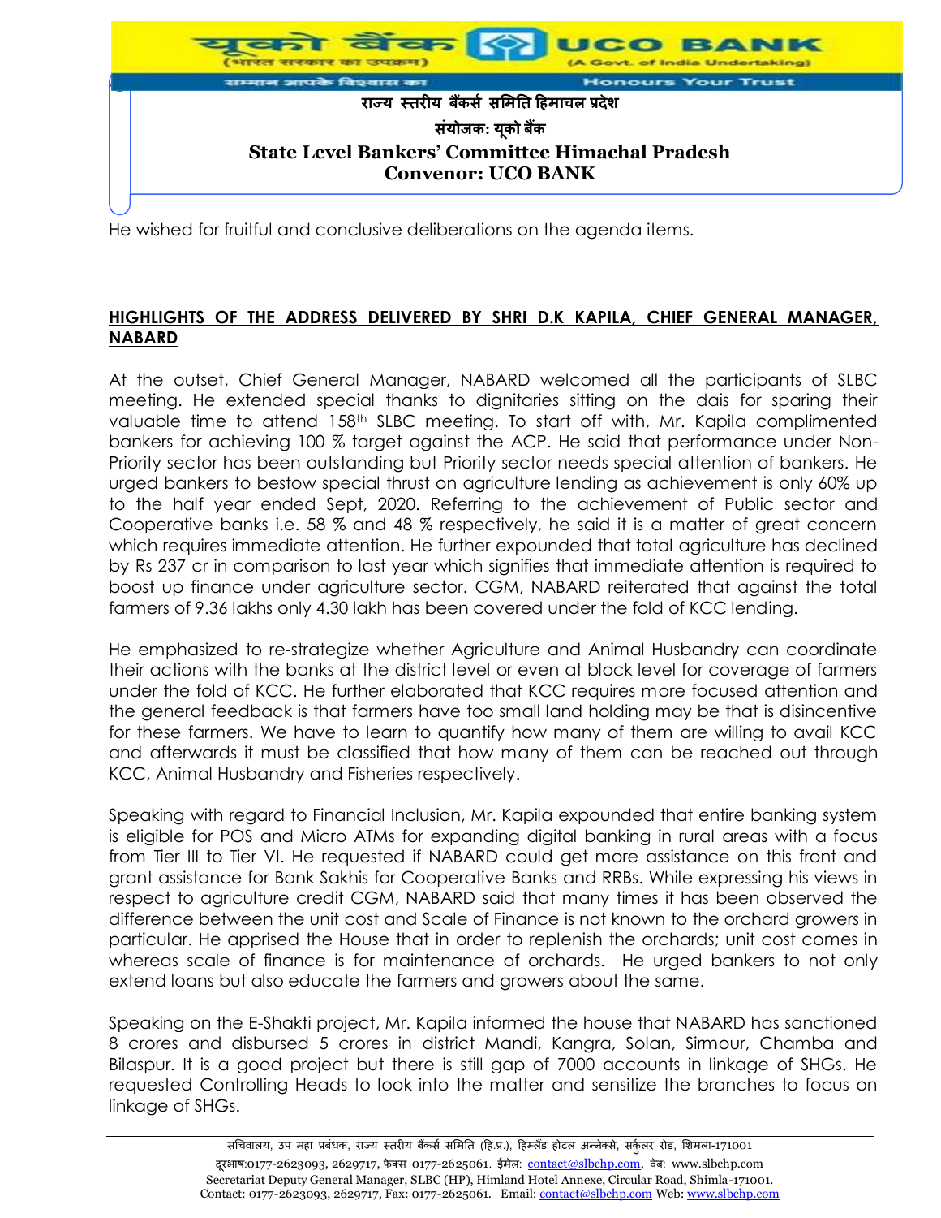He wished for fruitful and conclusive deliberations on the agenda items.

**HIGHLIGHTS OF THE ADDRESS DELIVERED BY SHRI D.K KAPILA, CHIEF GENERAL MANAGER, NABARD**

At the outset, Chief General Manager, NABARD welcomed all the participants of SLBC meeting. He extended special thanks to dignitaries sitting on the dais for sparing their valuable time to attend 158th SLBC meeting. To start off with, Mr. Kapila complimented bankers for achieving 100 % target against the ACP. He said that performance under Non-Priority sector has been outstanding but Priority sector needs special attention of bankers. He urged bankers to bestow special thrust on agriculture lending as achievement is only 60% up to the half year ended Sept, 2020. Referring to the achievement of Public sector and Cooperative banks i.e. 58 % and 48 % respectively, he said it is a matter of great concern which requires immediate attention. He further expounded that total agriculture has declined by Rs 237 cr in comparison to last year which signifies that immediate attention is required to boost up finance under agriculture sector. CGM, NABARD reiterated that against the total farmers of 9.36 lakhs only 4.30 lakh has been covered under the fold of KCC lending.

He emphasized to re-strategize whether Agriculture and Animal Husbandry can coordinate their actions with the banks at the district level or even at block level for coverage of farmers under the fold of KCC. He further elaborated that KCC requires more focused attention and the general feedback is that farmers have too small land holding may be that is disincentive for these farmers. We have to learn to quantify how many of them are willing to avail KCC and afterwards it must be classified that how many of them can be reached out through KCC, Animal Husbandry and Fisheries respectively.

Speaking with regard to Financial Inclusion, Mr. Kapila expounded that entire banking system is eligible for POS and Micro ATMs for expanding digital banking in rural areas with a focus from Tier III to Tier VI. He requested if NABARD could get more assistance on this front and grant assistance for Bank Sakhis for Cooperative Banks and RRBs. While expressing his views in respect to agriculture credit CGM, NABARD said that many times it has been observed the difference between the unit cost and Scale of Finance is not known to the orchard growers in particular. He apprised the House that in order to replenish the orchards; unit cost comes in whereas scale of finance is for maintenance of orchards. He urged bankers to not only extend loans but also educate the farmers and growers about the same.

Speaking on the E-Shakti project, Mr. Kapila informed the house that NABARD has sanctioned 8 crores and disbursed 5 crores in district Mandi, Kangra, Solan, Sirmour, Chamba and Bilaspur. It is a good project but there is still gap of 7000 accounts in linkage of SHGs. He requested Controlling Heads to look into the matter and sensitize the branches to focus on linkage of SHGs.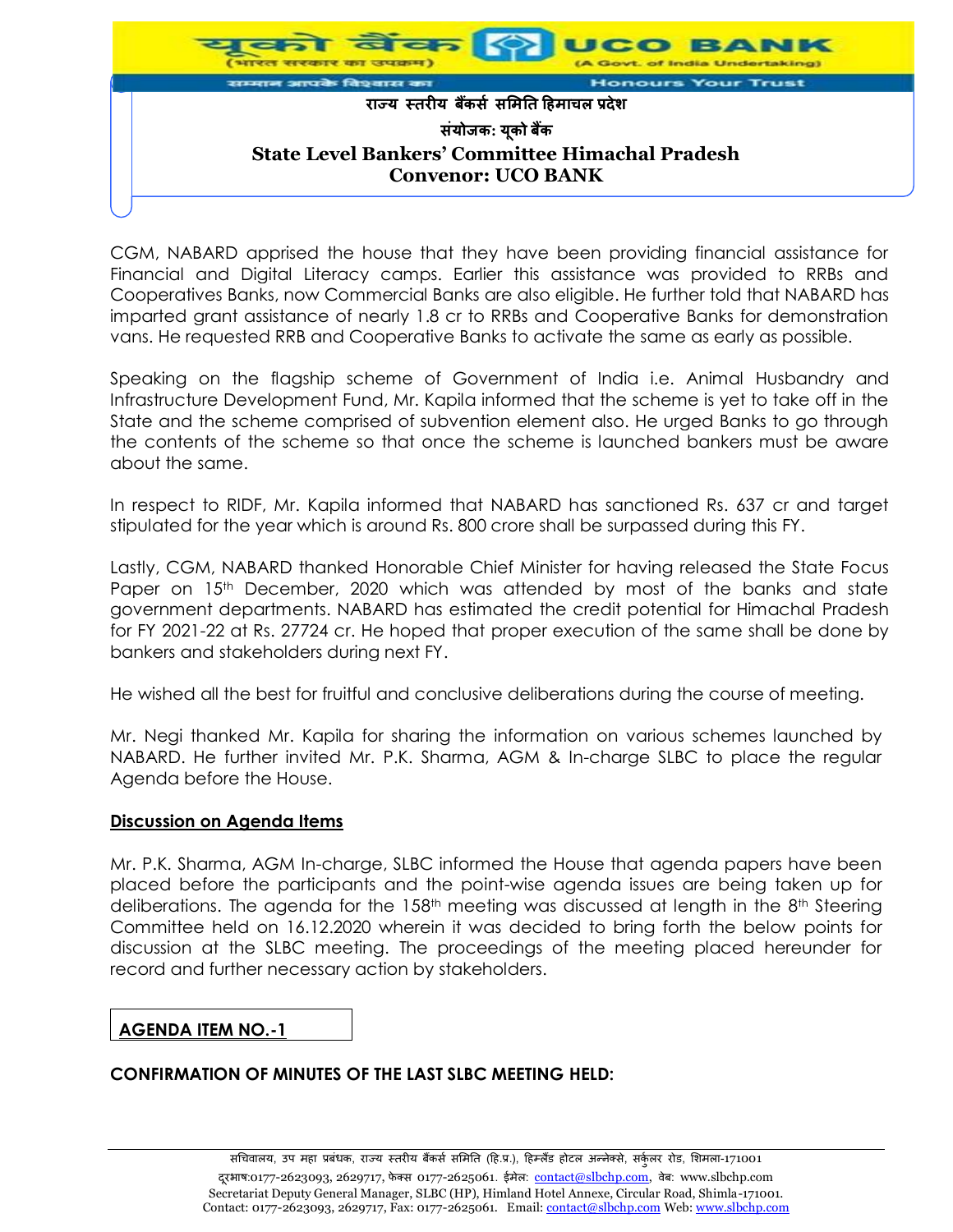CGM, NABARD apprised the house that they have been providing financial assistance for Financial and Digital Literacy camps. Earlier this assistance was provided to RRBs and Cooperatives Banks, now Commercial Banks are also eligible. He further told that NABARD has imparted grant assistance of nearly 1.8 cr to RRBs and Cooperative Banks for demonstration vans. He requested RRB and Cooperative Banks to activate the same as early as possible.

Speaking on the flagship scheme of Government of India i.e. Animal Husbandry and Infrastructure Development Fund, Mr. Kapila informed that the scheme is yet to take off in the State and the scheme comprised of subvention element also. He urged Banks to go through the contents of the scheme so that once the scheme is launched bankers must be aware about the same.

In respect to RIDF, Mr. Kapila informed that NABARD has sanctioned Rs. 637 cr and target stipulated for the year which is around Rs. 800 crore shall be surpassed during this FY.

Lastly, CGM, NABARD thanked Honorable Chief Minister for having released the State Focus Paper on 15th December, 2020 which was attended by most of the banks and state government departments. NABARD has estimated the credit potential for Himachal Pradesh for FY 2021-22 at Rs. 27724 cr. He hoped that proper execution of the same shall be done by bankers and stakeholders during next FY.

He wished all the best for fruitful and conclusive deliberations during the course of meeting.

Mr. Negi thanked Mr. Kapila for sharing the information on various schemes launched by NABARD. He further invited Mr. P.K. Sharma, AGM & In-charge SLBC to place the regular Agenda before the House.

**Discussion on Agenda Items**

Mr. P.K. Sharma, AGM In-charge, SLBC informed the House that agenda papers have been placed before the participants and the point-wise agenda issues are being taken up for deliberations. The agenda for the 158th meeting was discussed at length in the 8th Steering Committee held on 16.12.2020 wherein it was decided to bring forth the below points for discussion at the SLBC meeting. The proceedings of the meeting placed hereunder for record and further necessary action by stakeholders.

**AGENDA ITEM NO.-1**

**CONFIRMATION OF MINUTES OF THE LAST SLBC MEETING HELD:**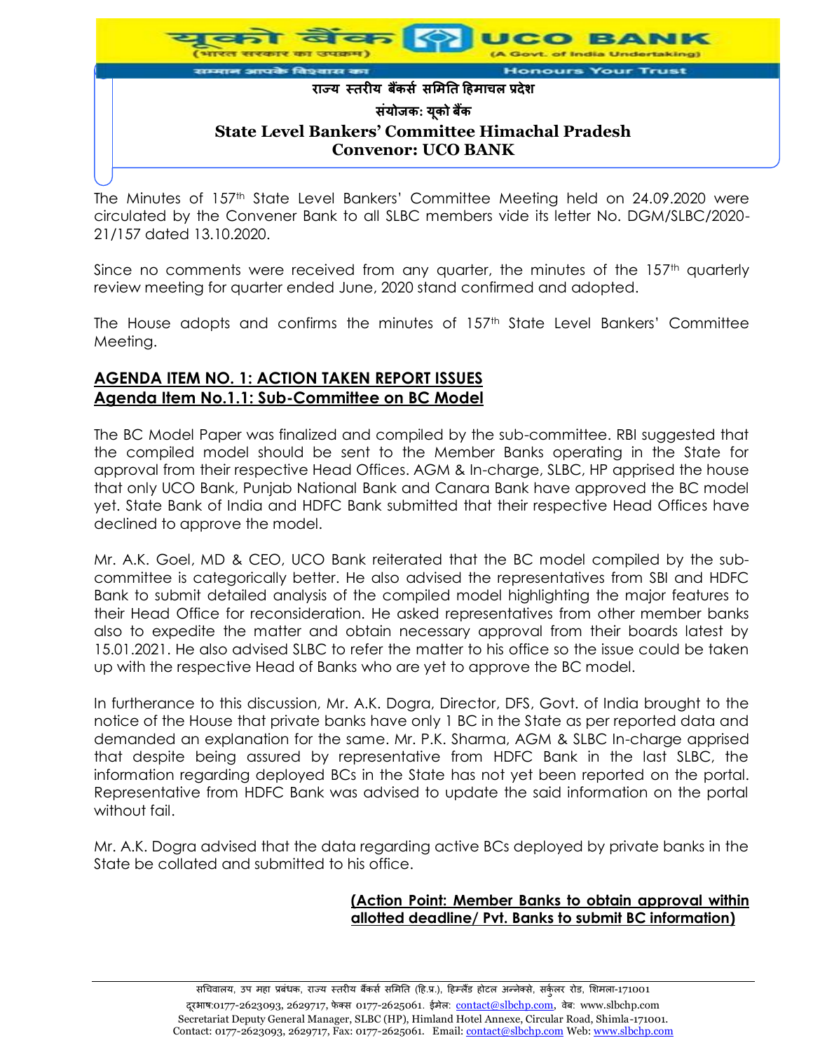The Minutes of 157th State Level Bankers' Committee Meeting held on 24.09.2020 were circulated by the Convener Bank to all SLBC members vide its letter No. DGM/SLBC/2020-21/157 dated 13.10.2020.

Since no comments were received from any quarter, the minutes of the 157th quarterly review meeting for quarter ended June, 2020 stand confirmed and adopted.

The House adopts and confirms the minutes of 157th State Level Bankers' Committee Meeting.

## AGENDA ITEM NO. 1: ACTION TAKEN REPORT ISSUES

### Agenda Item No.1.1: Sub-Committee on BC Model

The BC Model Paper was finalized and compiled by the sub-committee. RBI suggested that the compiled model should be sent to the Member Banks operating in the State for approval from their respective Head Offices. AGM & In-charge, SLBC, HP apprised the house that only UCO Bank, Punjab National Bank and Canara Bank have approved the BC model yet. State Bank of India and HDFC Bank submitted that their respective Head Offices have declined to approve the model.

Mr. A.K. Goel, MD & CEO, UCO Bank reiterated that the BC model compiled by the sub-committee is categorically better. He also advised the representatives from SBI and HDFC Bank to submit detailed analysis of the compiled model highlighting the major features to their Head Office for reconsideration. He asked representatives from other member banks also to expedite the matter and obtain necessary approval from their boards latest by 15.01.2021. He also advised SLBC to refer the matter to his office so the issue could be taken up with the respective Head of Banks who are yet to approve the BC model.

In furtherance to this discussion, Mr. A.K. Dogra, Director, DFS, Govt. of India brought to the notice of the House that private banks have only 1 BC in the State as per reported data and demanded an explanation for the same. Mr. P.K. Sharma, AGM & SLBC In-charge apprised that despite being assured by representative from HDFC Bank in the last SLBC, the information regarding deployed BCs in the State has not yet been reported on the portal. Representative from HDFC Bank was advised to update the said information on the portal without fail.

Mr. A.K. Dogra advised that the data regarding active BCs deployed by private banks in the State be collated and submitted to his office.

**(Action Point: Member Banks to obtain approval within allotted deadline/ Pvt. Banks to submit BC information)**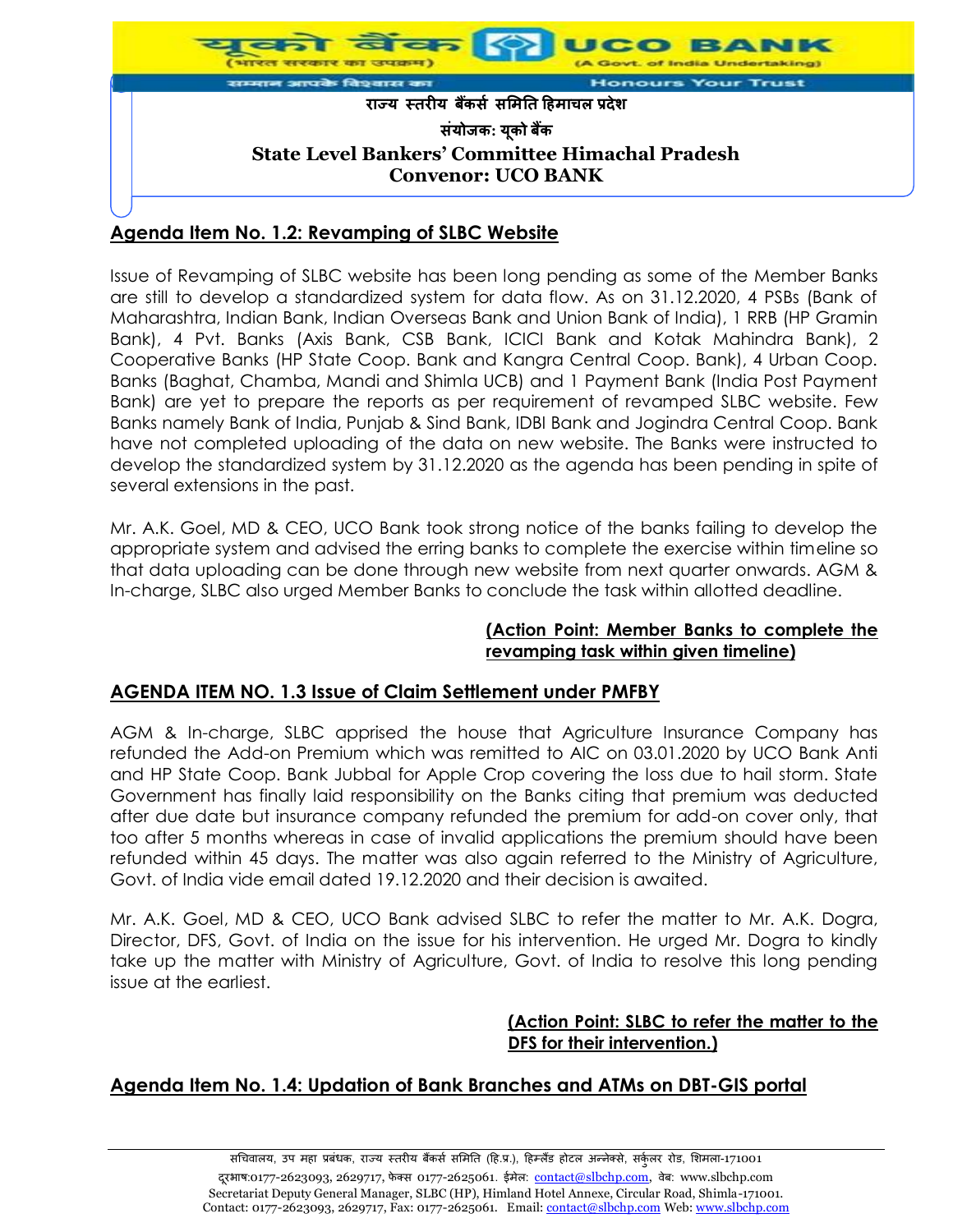## Agenda Item No. 1.2: Revamping of SLBC Website

Issue of Revamping of SLBC website has been long pending as some of the Member Banks are still to develop a standardized system for data flow. As on 31.12.2020, 4 PSBs (Bank of Maharashtra, Indian Bank, Indian Overseas Bank and Union Bank of India), 1 RRB (HP Gramin Bank), 4 Pvt. Banks (Axis Bank, CSB Bank, ICICI Bank and Kotak Mahindra Bank), 2 Cooperative Banks (HP State Coop. Bank and Kangra Central Coop. Bank), 4 Urban Coop. Banks (Baghat, Chamba, Mandi and Shimla UCB) and 1 Payment Bank (India Post Payment Bank) are yet to prepare the reports as per requirement of revamped SLBC website. Few Banks namely Bank of India, Punjab & Sind Bank, IDBI Bank and Jogindra Central Coop. Bank have not completed uploading of the data on new website. The Banks were instructed to develop the standardized system by 31.12.2020 as the agenda has been pending in spite of several extensions in the past.

Mr. A.K. Goel, MD & CEO, UCO Bank took strong notice of the banks failing to develop the appropriate system and advised the erring banks to complete the exercise within timeline so that data uploading can be done through new website from next quarter onwards. AGM & In-charge, SLBC also urged Member Banks to conclude the task within allotted deadline.

**(Action Point: Member Banks to complete the revamping task within given timeline)**

## AGENDA ITEM NO. 1.3 Issue of Claim Settlement under PMFBY

AGM & In-charge, SLBC apprised the house that Agriculture Insurance Company has refunded the Add-on Premium which was remitted to AIC on 03.01.2020 by UCO Bank Anti and HP State Coop. Bank Jubbal for Apple Crop covering the loss due to hail storm. State Government has finally laid responsibility on the Banks citing that premium was deducted after due date but insurance company refunded the premium for add-on cover only, that too after 5 months whereas in case of invalid applications the premium should have been refunded within 45 days. The matter was also again referred to the Ministry of Agriculture, Govt. of India vide email dated 19.12.2020 and their decision is awaited.

Mr. A.K. Goel, MD & CEO, UCO Bank advised SLBC to refer the matter to Mr. A.K. Dogra, Director, DFS, Govt. of India on the issue for his intervention. He urged Mr. Dogra to kindly take up the matter with Ministry of Agriculture, Govt. of India to resolve this long pending issue at the earliest.

**(Action Point: SLBC to refer the matter to the DFS for their intervention.)**

## Agenda Item No. 1.4: Updation of Bank Branches and ATMs on DBT-GIS portal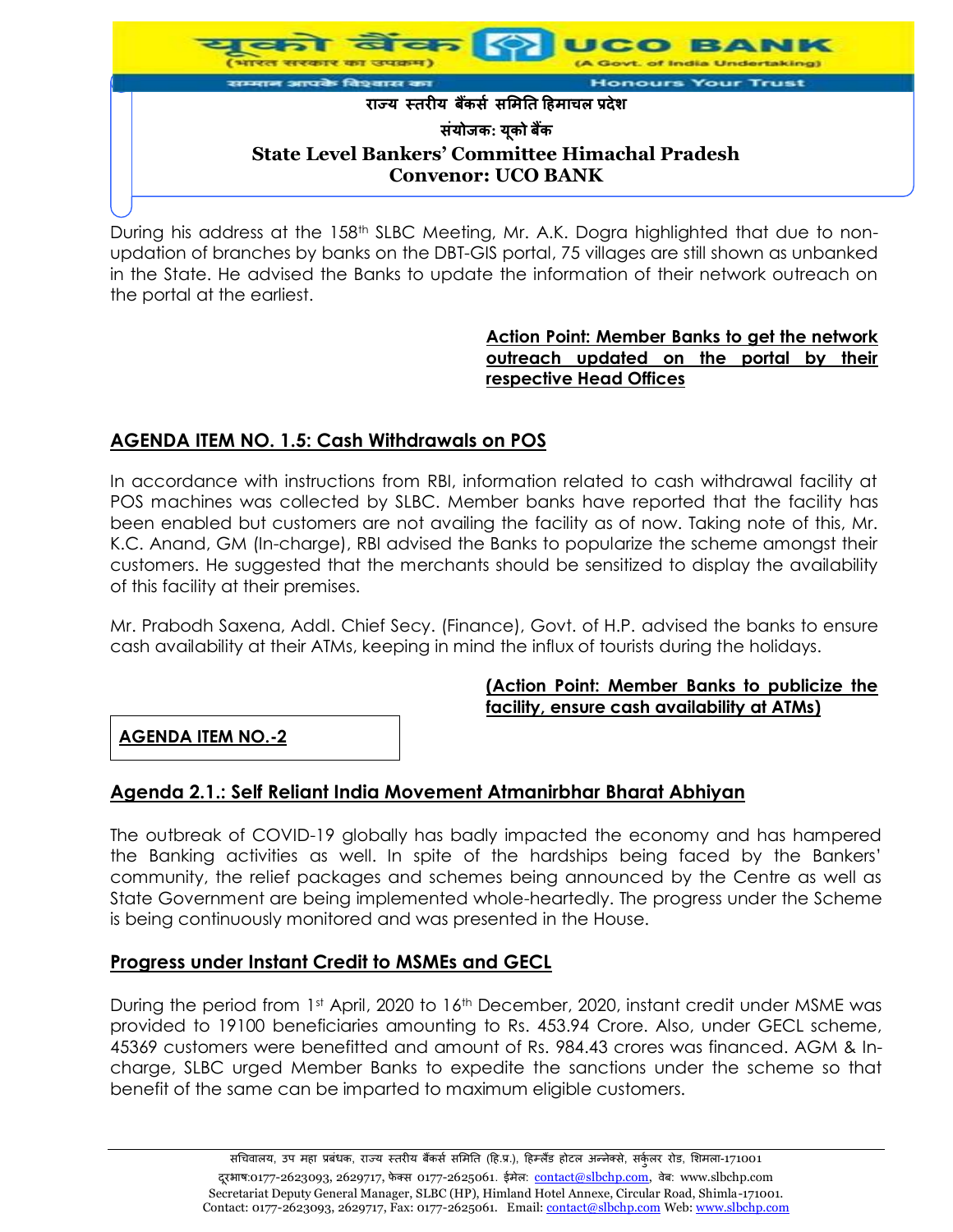During his address at the 158[th] SLBC Meeting, Mr. A.K. Dogra highlighted that due to non-updation of branches by banks on the DBT-GIS portal, 75 villages are still shown as unbanked in the State. He advised the Banks to update the information of their network outreach on the portal at the earliest.

**Action Point: Member Banks to get the network outreach updated on the portal by their respective Head Offices**

## AGENDA ITEM NO. 1.5: Cash Withdrawals on POS

In accordance with instructions from RBI, information related to cash withdrawal facility at POS machines was collected by SLBC. Member banks have reported that the facility has been enabled but customers are not availing the facility as of now. Taking note of this, Mr. K.C. Anand, GM (In-charge), RBI advised the Banks to popularize the scheme amongst their customers. He suggested that the merchants should be sensitized to display the availability of this facility at their premises.

Mr. Prabodh Saxena, Addl. Chief Secy. (Finance), Govt. of H.P. advised the banks to ensure cash availability at their ATMs, keeping in mind the influx of tourists during the holidays.

**(Action Point: Member Banks to publicize the facility, ensure cash availability at ATMs)**

## AGENDA ITEM NO.-2

### Agenda 2.1.: Self Reliant India Movement Atmanirbhar Bharat Abhiyan

The outbreak of COVID-19 globally has badly impacted the economy and has hampered the Banking activities as well. In spite of the hardships being faced by the Bankers' community, the relief packages and schemes being announced by the Centre as well as State Government are being implemented whole-heartedly. The progress under the Scheme is being continuously monitored and was presented in the House.

### Progress under Instant Credit to MSMEs and GECL

During the period from 1[st] April, 2020 to 16[th] December, 2020, instant credit under MSME was provided to 19100 beneficiaries amounting to Rs. 453.94 Crore. Also, under GECL scheme, 45369 customers were benefitted and amount of Rs. 984.43 crores was financed. AGM & In-charge, SLBC urged Member Banks to expedite the sanctions under the scheme so that benefit of the same can be imparted to maximum eligible customers.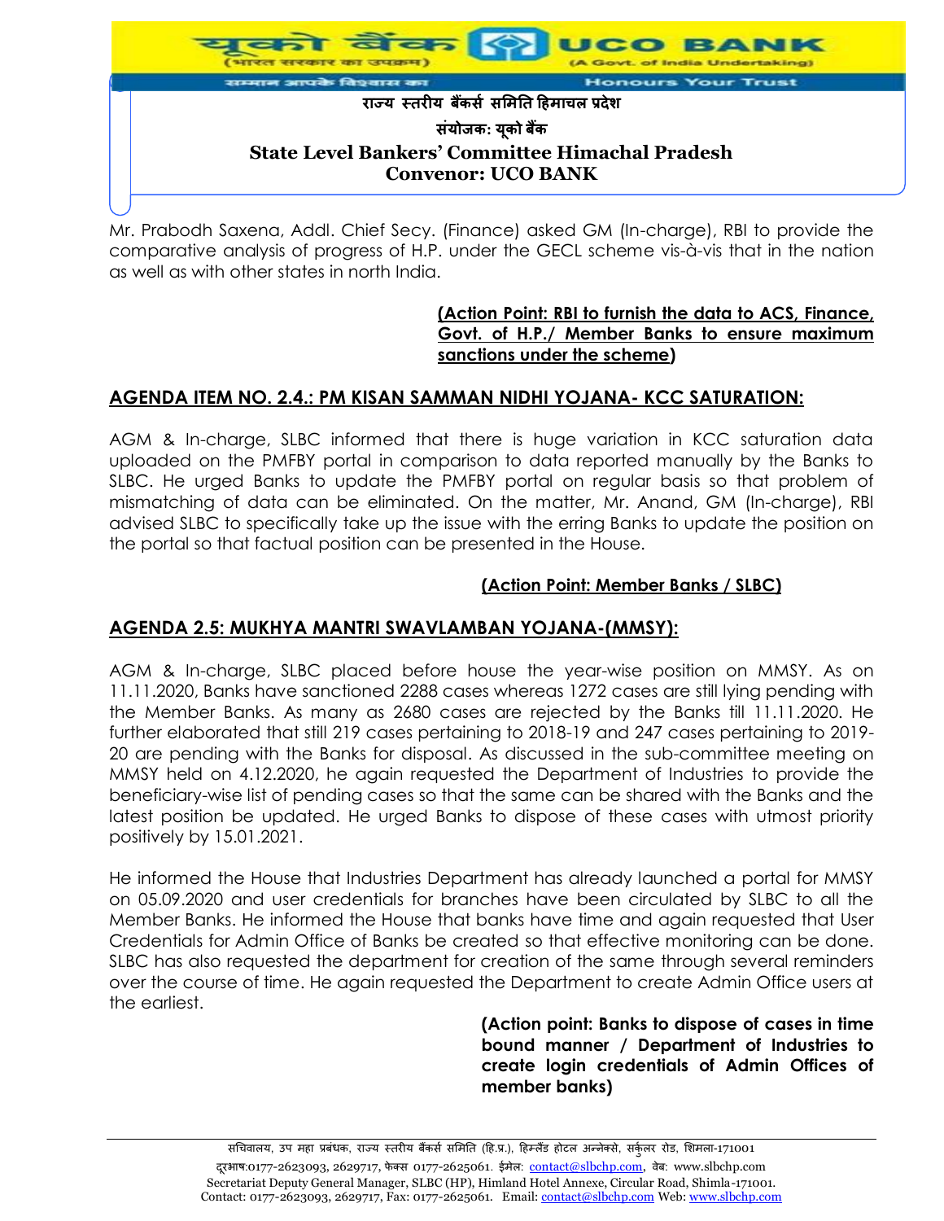Mr. Prabodh Saxena, Addl. Chief Secy. (Finance) asked GM (In-charge), RBI to provide the comparative analysis of progress of H.P. under the GECL scheme vis-à-vis that in the nation as well as with other states in north India.

**(Action Point: RBI to furnish the data to ACS, Finance, Govt. of H.P./ Member Banks to ensure maximum sanctions under the scheme)**

## AGENDA ITEM NO. 2.4.: PM KISAN SAMMAN NIDHI YOJANA- KCC SATURATION:

AGM & In-charge, SLBC informed that there is huge variation in KCC saturation data uploaded on the PMFBY portal in comparison to data reported manually by the Banks to SLBC. He urged Banks to update the PMFBY portal on regular basis so that problem of mismatching of data can be eliminated. On the matter, Mr. Anand, GM (In-charge), RBI advised SLBC to specifically take up the issue with the erring Banks to update the position on the portal so that factual position can be presented in the House.

**(Action Point: Member Banks / SLBC)**

## AGENDA 2.5: MUKHYA MANTRI SWAVLAMBAN YOJANA-(MMSY):

AGM & In-charge, SLBC placed before house the year-wise position on MMSY. As on 11.11.2020, Banks have sanctioned 2288 cases whereas 1272 cases are still lying pending with the Member Banks. As many as 2680 cases are rejected by the Banks till 11.11.2020. He further elaborated that still 219 cases pertaining to 2018-19 and 247 cases pertaining to 2019-20 are pending with the Banks for disposal. As discussed in the sub-committee meeting on MMSY held on 4.12.2020, he again requested the Department of Industries to provide the beneficiary-wise list of pending cases so that the same can be shared with the Banks and the latest position be updated. He urged Banks to dispose of these cases with utmost priority positively by 15.01.2021.

He informed the House that Industries Department has already launched a portal for MMSY on 05.09.2020 and user credentials for branches have been circulated by SLBC to all the Member Banks. He informed the House that banks have time and again requested that User Credentials for Admin Office of Banks be created so that effective monitoring can be done. SLBC has also requested the department for creation of the same through several reminders over the course of time. He again requested the Department to create Admin Office users at the earliest.

**(Action point: Banks to dispose of cases in time bound manner / Department of Industries to create login credentials of Admin Offices of member banks)**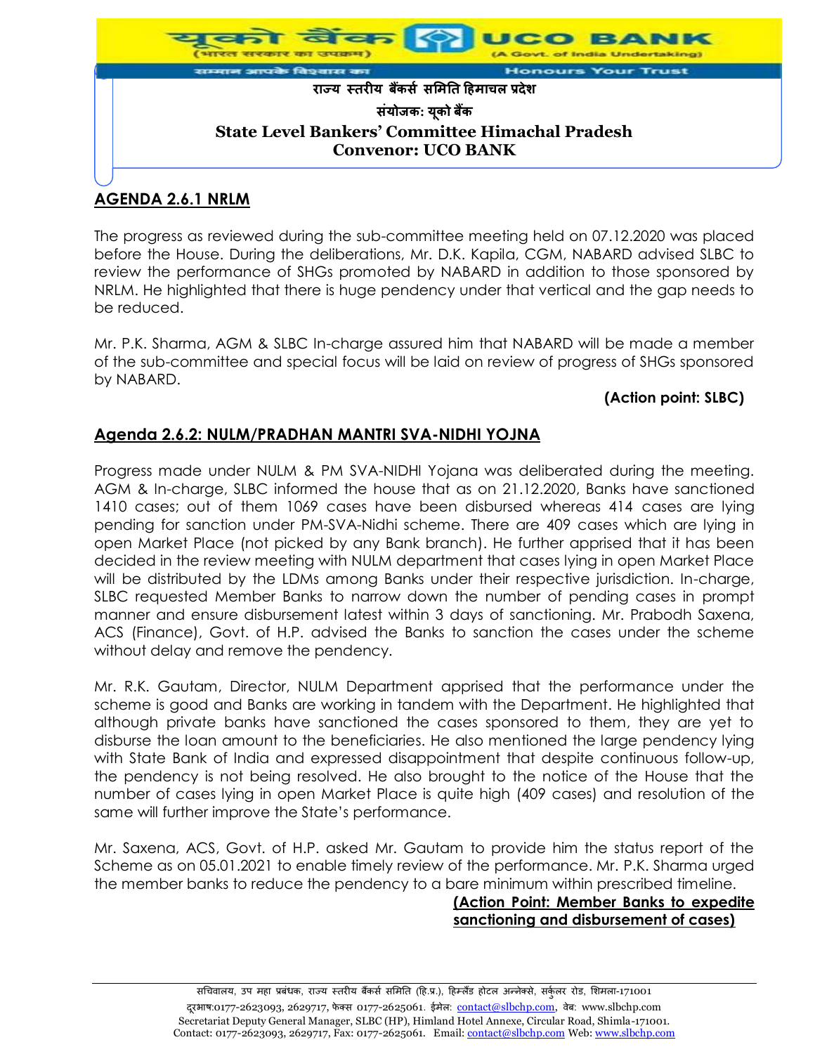## AGENDA 2.6.1 NRLM

The progress as reviewed during the sub-committee meeting held on 07.12.2020 was placed before the House. During the deliberations, Mr. D.K. Kapila, CGM, NABARD advised SLBC to review the performance of SHGs promoted by NABARD in addition to those sponsored by NRLM. He highlighted that there is huge pendency under that vertical and the gap needs to be reduced.

Mr. P.K. Sharma, AGM & SLBC In-charge assured him that NABARD will be made a member of the sub-committee and special focus will be laid on review of progress of SHGs sponsored by NABARD.

**(Action point: SLBC)**

## Agenda 2.6.2: NULM/PRADHAN MANTRI SVA-NIDHI YOJNA

Progress made under NULM & PM SVA-NIDHI Yojana was deliberated during the meeting. AGM & In-charge, SLBC informed the house that as on 21.12.2020, Banks have sanctioned 1410 cases; out of them 1069 cases have been disbursed whereas 414 cases are lying pending for sanction under PM-SVA-Nidhi scheme. There are 409 cases which are lying in open Market Place (not picked by any Bank branch). He further apprised that it has been decided in the review meeting with NULM department that cases lying in open Market Place will be distributed by the LDMs among Banks under their respective jurisdiction. In-charge, SLBC requested Member Banks to narrow down the number of pending cases in prompt manner and ensure disbursement latest within 3 days of sanctioning. Mr. Prabodh Saxena, ACS (Finance), Govt. of H.P. advised the Banks to sanction the cases under the scheme without delay and remove the pendency.

Mr. R.K. Gautam, Director, NULM Department apprised that the performance under the scheme is good and Banks are working in tandem with the Department. He highlighted that although private banks have sanctioned the cases sponsored to them, they are yet to disburse the loan amount to the beneficiaries. He also mentioned the large pendency lying with State Bank of India and expressed disappointment that despite continuous follow-up, the pendency is not being resolved. He also brought to the notice of the House that the number of cases lying in open Market Place is quite high (409 cases) and resolution of the same will further improve the State's performance.

Mr. Saxena, ACS, Govt. of H.P. asked Mr. Gautam to provide him the status report of the Scheme as on 05.01.2021 to enable timely review of the performance. Mr. P.K. Sharma urged the member banks to reduce the pendency to a bare minimum within prescribed timeline.

**(Action Point: Member Banks to expedite sanctioning and disbursement of cases)**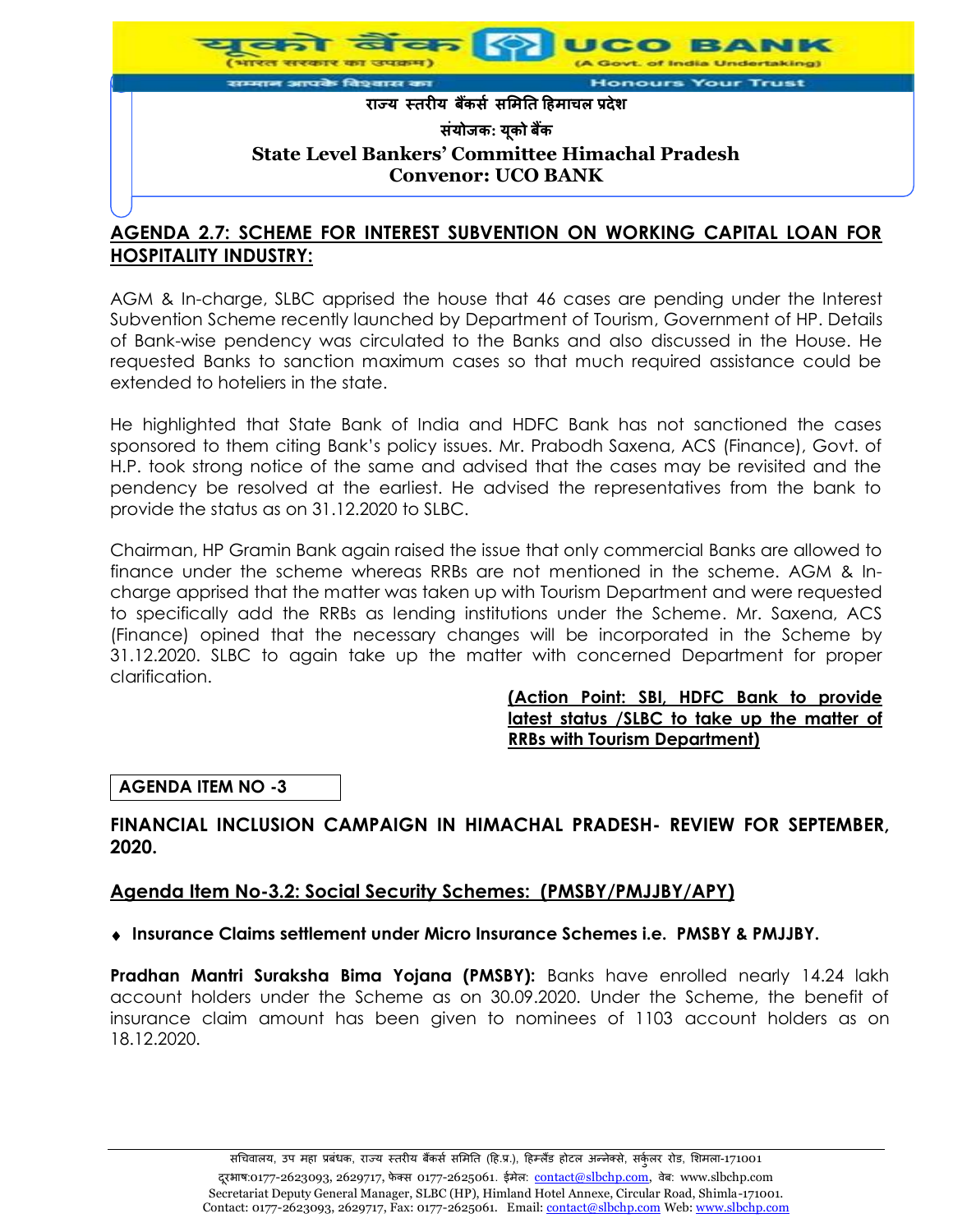## AGENDA 2.7: SCHEME FOR INTEREST SUBVENTION ON WORKING CAPITAL LOAN FOR HOSPITALITY INDUSTRY:

AGM & In-charge, SLBC apprised the house that 46 cases are pending under the Interest Subvention Scheme recently launched by Department of Tourism, Government of HP. Details of Bank-wise pendency was circulated to the Banks and also discussed in the House. He requested Banks to sanction maximum cases so that much required assistance could be extended to hoteliers in the state.

He highlighted that State Bank of India and HDFC Bank has not sanctioned the cases sponsored to them citing Bank's policy issues. Mr. Prabodh Saxena, ACS (Finance), Govt. of H.P. took strong notice of the same and advised that the cases may be revisited and the pendency be resolved at the earliest. He advised the representatives from the bank to provide the status as on 31.12.2020 to SLBC.

Chairman, HP Gramin Bank again raised the issue that only commercial Banks are allowed to finance under the scheme whereas RRBs are not mentioned in the scheme. AGM & In-charge apprised that the matter was taken up with Tourism Department and were requested to specifically add the RRBs as lending institutions under the Scheme. Mr. Saxena, ACS (Finance) opined that the necessary changes will be incorporated in the Scheme by 31.12.2020. SLBC to again take up the matter with concerned Department for proper clarification.

**(Action Point: SBI, HDFC Bank to provide latest status /SLBC to take up the matter of RRBs with Tourism Department)**

**AGENDA ITEM NO -3**

## FINANCIAL INCLUSION CAMPAIGN IN HIMACHAL PRADESH- REVIEW FOR SEPTEMBER, 2020.

### Agenda Item No-3.2: Social Security Schemes: (PMSBY/PMJJBY/APY)

- **Insurance Claims settlement under Micro Insurance Schemes i.e. PMSBY & PMJJBY.**

**Pradhan Mantri Suraksha Bima Yojana (PMSBY):** Banks have enrolled nearly 14.24 lakh account holders under the Scheme as on 30.09.2020. Under the Scheme, the benefit of insurance claim amount has been given to nominees of 1103 account holders as on 18.12.2020.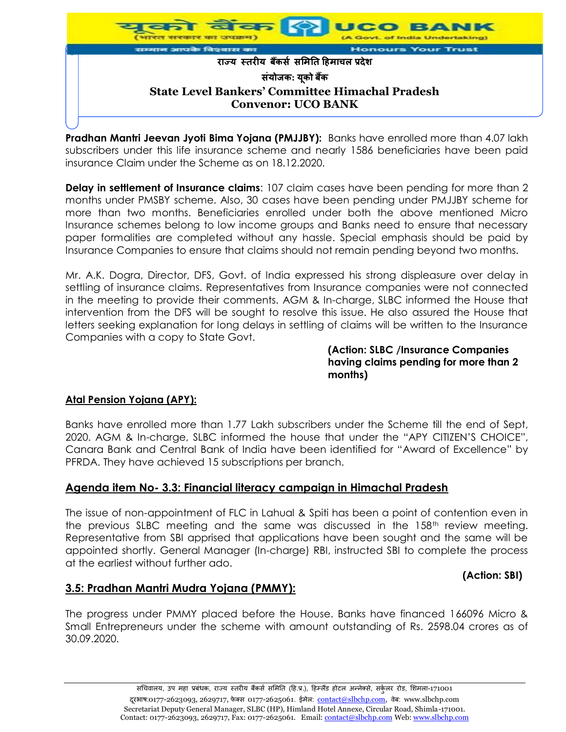**Pradhan Mantri Jeevan Jyoti Bima Yojana (PMJJBY):** Banks have enrolled more than 4.07 lakh subscribers under this life insurance scheme and nearly 1586 beneficiaries have been paid insurance Claim under the Scheme as on 18.12.2020.

**Delay in settlement of Insurance claims**: 107 claim cases have been pending for more than 2 months under PMSBY scheme. Also, 30 cases have been pending under PMJJBY scheme for more than two months. Beneficiaries enrolled under both the above mentioned Micro Insurance schemes belong to low income groups and Banks need to ensure that necessary paper formalities are completed without any hassle. Special emphasis should be paid by Insurance Companies to ensure that claims should not remain pending beyond two months.

Mr. A.K. Dogra, Director, DFS, Govt. of India expressed his strong displeasure over delay in settling of insurance claims. Representatives from Insurance companies were not connected in the meeting to provide their comments. AGM & In-charge, SLBC informed the House that intervention from the DFS will be sought to resolve this issue. He also assured the House that letters seeking explanation for long delays in settling of claims will be written to the Insurance Companies with a copy to State Govt.

**(Action: SLBC /Insurance Companies having claims pending for more than 2 months)**

**Atal Pension Yojana (APY):**

Banks have enrolled more than 1.77 Lakh subscribers under the Scheme till the end of Sept, 2020. AGM & In-charge, SLBC informed the house that under the "APY CITIZEN'S CHOICE", Canara Bank and Central Bank of India have been identified for "Award of Excellence" by PFRDA. They have achieved 15 subscriptions per branch.

## Agenda item No- 3.3: Financial literacy campaign in Himachal Pradesh

The issue of non-appointment of FLC in Lahual & Spiti has been a point of contention even in the previous SLBC meeting and the same was discussed in the 158th review meeting. Representative from SBI apprised that applications have been sought and the same will be appointed shortly. General Manager (In-charge) RBI, instructed SBI to complete the process at the earliest without further ado.

**(Action: SBI)**

## 3.5: Pradhan Mantri Mudra Yojana (PMMY):

The progress under PMMY placed before the House. Banks have financed 166096 Micro & Small Entrepreneurs under the scheme with amount outstanding of Rs. 2598.04 crores as of 30.09.2020.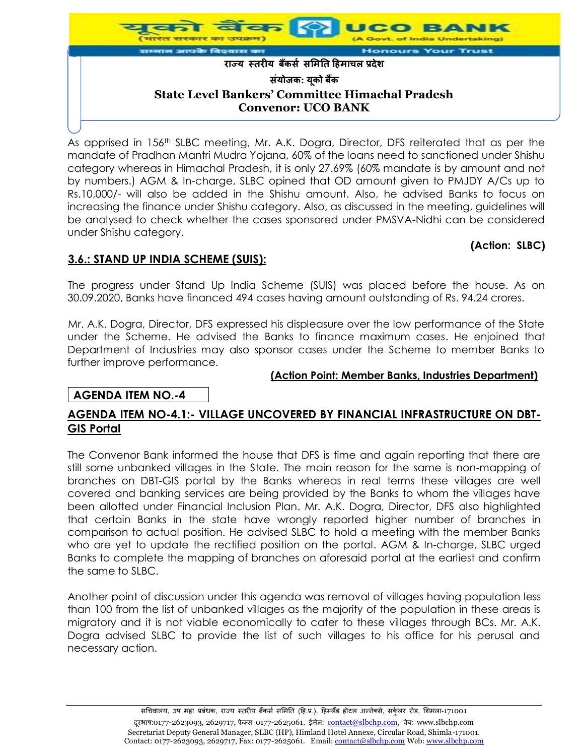As apprised in 156th SLBC meeting, Mr. A.K. Dogra, Director, DFS reiterated that as per the mandate of Pradhan Mantri Mudra Yojana, 60% of the loans need to sanctioned under Shishu category whereas in Himachal Pradesh, it is only 27.69% (60% mandate is by amount and not by numbers.) AGM & In-charge, SLBC opined that OD amount given to PMJDY A/Cs up to Rs.10,000/- will also be added in the Shishu amount. Also, he advised Banks to focus on increasing the finance under Shishu category. Also, as discussed in the meeting, guidelines will be analysed to check whether the cases sponsored under PMSVA-Nidhi can be considered under Shishu category.

**(Action: SLBC)**

## 3.6.: STAND UP INDIA SCHEME (SUIS):

The progress under Stand Up India Scheme (SUIS) was placed before the house. As on 30.09.2020, Banks have financed 494 cases having amount outstanding of Rs. 94.24 crores.

Mr. A.K. Dogra, Director, DFS expressed his displeasure over the low performance of the State under the Scheme. He advised the Banks to finance maximum cases. He enjoined that Department of Industries may also sponsor cases under the Scheme to member Banks to further improve performance.

**(Action Point: Member Banks, Industries Department)**

## AGENDA ITEM NO.-4

## AGENDA ITEM NO-4.1:- VILLAGE UNCOVERED BY FINANCIAL INFRASTRUCTURE ON DBT-GIS Portal

The Convenor Bank informed the house that DFS is time and again reporting that there are still some unbanked villages in the State. The main reason for the same is non-mapping of branches on DBT-GIS portal by the Banks whereas in real terms these villages are well covered and banking services are being provided by the Banks to whom the villages have been allotted under Financial Inclusion Plan. Mr. A.K. Dogra, Director, DFS also highlighted that certain Banks in the state have wrongly reported higher number of branches in comparison to actual position. He advised SLBC to hold a meeting with the member Banks who are yet to update the rectified position on the portal. AGM & In-charge, SLBC urged Banks to complete the mapping of branches on aforesaid portal at the earliest and confirm the same to SLBC.

Another point of discussion under this agenda was removal of villages having population less than 100 from the list of unbanked villages as the majority of the population in these areas is migratory and it is not viable economically to cater to these villages through BCs. Mr. A.K. Dogra advised SLBC to provide the list of such villages to his office for his perusal and necessary action.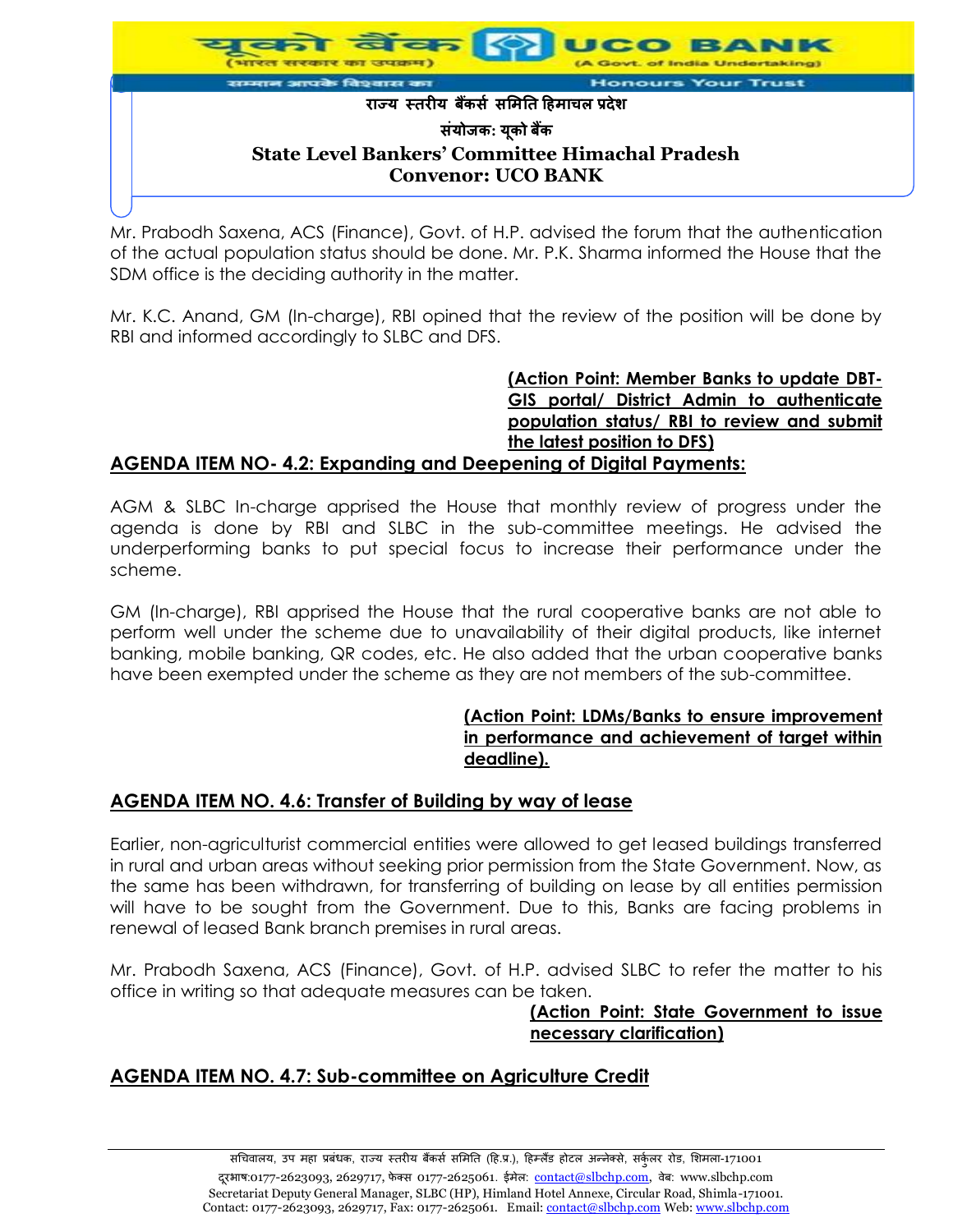Mr. Prabodh Saxena, ACS (Finance), Govt. of H.P. advised the forum that the authentication of the actual population status should be done. Mr. P.K. Sharma informed the House that the SDM office is the deciding authority in the matter.

Mr. K.C. Anand, GM (In-charge), RBI opined that the review of the position will be done by RBI and informed accordingly to SLBC and DFS.

**(Action Point: Member Banks to update DBT-GIS portal/ District Admin to authenticate population status/ RBI to review and submit the latest position to DFS)**

## AGENDA ITEM NO- 4.2: Expanding and Deepening of Digital Payments:

AGM & SLBC In-charge apprised the House that monthly review of progress under the agenda is done by RBI and SLBC in the sub-committee meetings. He advised the underperforming banks to put special focus to increase their performance under the scheme.

GM (In-charge), RBI apprised the House that the rural cooperative banks are not able to perform well under the scheme due to unavailability of their digital products, like internet banking, mobile banking, QR codes, etc. He also added that the urban cooperative banks have been exempted under the scheme as they are not members of the sub-committee.

**(Action Point: LDMs/Banks to ensure improvement in performance and achievement of target within deadline).**

## AGENDA ITEM NO. 4.6: Transfer of Building by way of lease

Earlier, non-agriculturist commercial entities were allowed to get leased buildings transferred in rural and urban areas without seeking prior permission from the State Government. Now, as the same has been withdrawn, for transferring of building on lease by all entities permission will have to be sought from the Government. Due to this, Banks are facing problems in renewal of leased Bank branch premises in rural areas.

Mr. Prabodh Saxena, ACS (Finance), Govt. of H.P. advised SLBC to refer the matter to his office in writing so that adequate measures can be taken.

**(Action Point: State Government to issue necessary clarification)**

## AGENDA ITEM NO. 4.7: Sub-committee on Agriculture Credit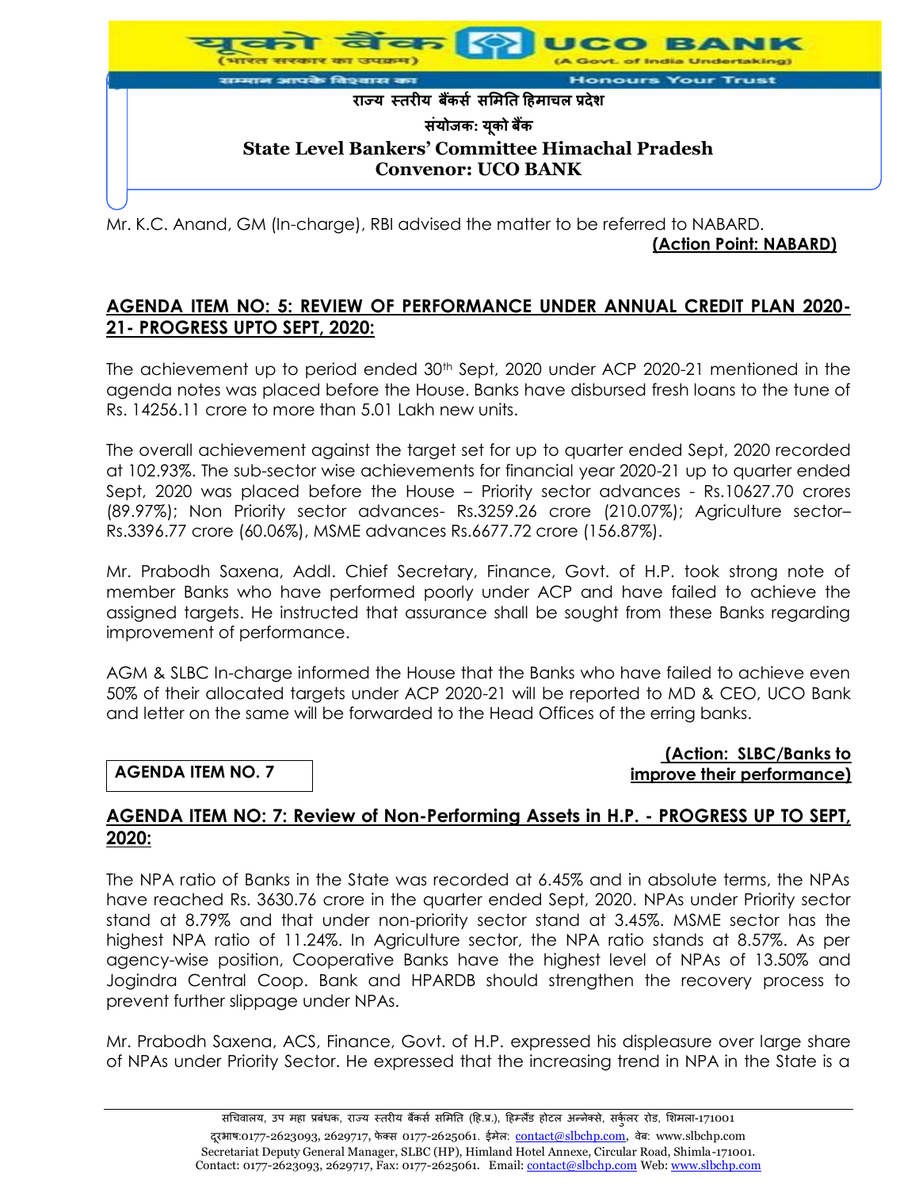Mr. K.C. Anand, GM (In-charge), RBI advised the matter to be referred to NABARD.

**(Action Point: NABARD)**

## AGENDA ITEM NO: 5: REVIEW OF PERFORMANCE UNDER ANNUAL CREDIT PLAN 2020-21- PROGRESS UPTO SEPT, 2020:

The achievement up to period ended 30th Sept, 2020 under ACP 2020-21 mentioned in the agenda notes was placed before the House. Banks have disbursed fresh loans to the tune of Rs. 14256.11 crore to more than 5.01 Lakh new units.

The overall achievement against the target set for up to quarter ended Sept, 2020 recorded at 102.93%. The sub-sector wise achievements for financial year 2020-21 up to quarter ended Sept, 2020 was placed before the House – Priority sector advances - Rs.10627.70 crores (89.97%); Non Priority sector advances- Rs.3259.26 crore (210.07%); Agriculture sector– Rs.3396.77 crore (60.06%), MSME advances Rs.6677.72 crore (156.87%).

Mr. Prabodh Saxena, Addl. Chief Secretary, Finance, Govt. of H.P. took strong note of member Banks who have performed poorly under ACP and have failed to achieve the assigned targets. He instructed that assurance shall be sought from these Banks regarding improvement of performance.

AGM & SLBC In-charge informed the House that the Banks who have failed to achieve even 50% of their allocated targets under ACP 2020-21 will be reported to MD & CEO, UCO Bank and letter on the same will be forwarded to the Head Offices of the erring banks.

**(Action: SLBC/Banks to improve their performance)**

**AGENDA ITEM NO. 7**

## AGENDA ITEM NO: 7: Review of Non-Performing Assets in H.P. - PROGRESS UP TO SEPT, 2020:

The NPA ratio of Banks in the State was recorded at 6.45% and in absolute terms, the NPAs have reached Rs. 3630.76 crore in the quarter ended Sept, 2020. NPAs under Priority sector stand at 8.79% and that under non-priority sector stand at 3.45%. MSME sector has the highest NPA ratio of 11.24%. In Agriculture sector, the NPA ratio stands at 8.57%. As per agency-wise position, Cooperative Banks have the highest level of NPAs of 13.50% and Jogindra Central Coop. Bank and HPARDB should strengthen the recovery process to prevent further slippage under NPAs.

Mr. Prabodh Saxena, ACS, Finance, Govt. of H.P. expressed his displeasure over large share of NPAs under Priority Sector. He expressed that the increasing trend in NPA in the State is a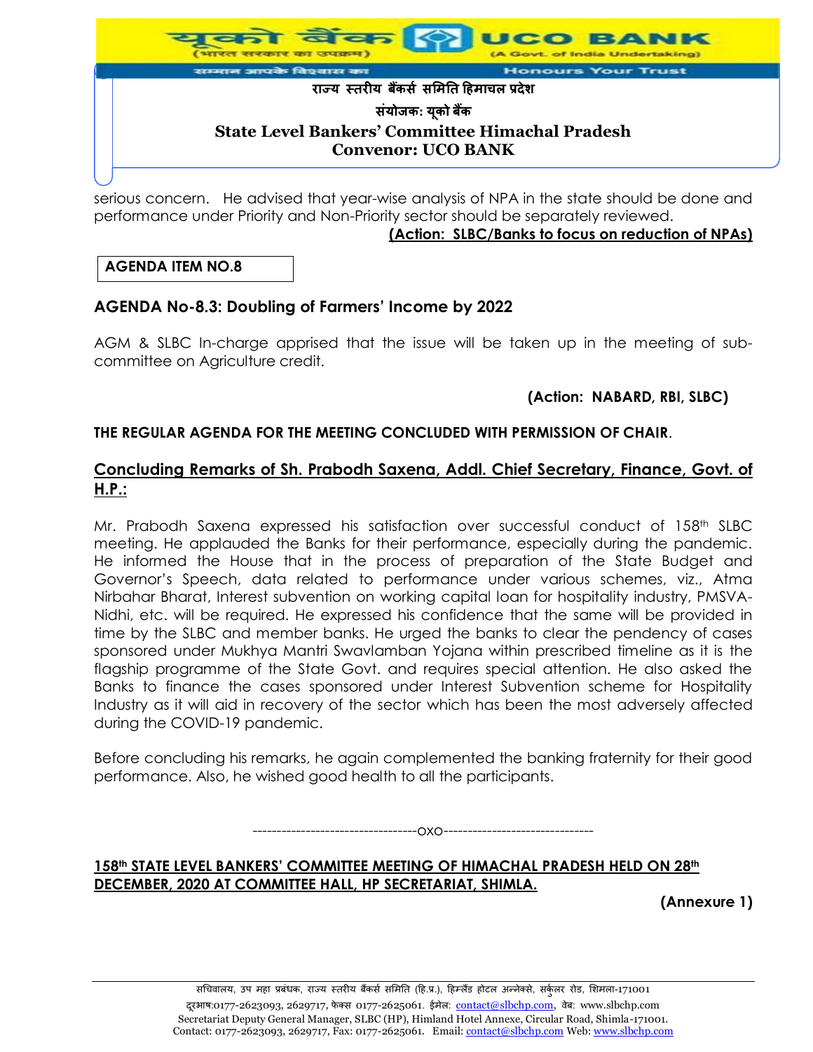serious concern. He advised that year-wise analysis of NPA in the state should be done and performance under Priority and Non-Priority sector should be separately reviewed.

**(Action: SLBC/Banks to focus on reduction of NPAs)**

**AGENDA ITEM NO.8**

### AGENDA No-8.3: Doubling of Farmers' Income by 2022

AGM & SLBC In-charge apprised that the issue will be taken up in the meeting of sub-committee on Agriculture credit.

**(Action: NABARD, RBI, SLBC)**

**THE REGULAR AGENDA FOR THE MEETING CONCLUDED WITH PERMISSION OF CHAIR.**

### Concluding Remarks of Sh. Prabodh Saxena, Addl. Chief Secretary, Finance, Govt. of H.P.:

Mr. Prabodh Saxena expressed his satisfaction over successful conduct of 158th SLBC meeting. He applauded the Banks for their performance, especially during the pandemic. He informed the House that in the process of preparation of the State Budget and Governor's Speech, data related to performance under various schemes, viz., Atma Nirbahar Bharat, Interest subvention on working capital loan for hospitality industry, PMSVA-Nidhi, etc. will be required. He expressed his confidence that the same will be provided in time by the SLBC and member banks. He urged the banks to clear the pendency of cases sponsored under Mukhya Mantri Swavlamban Yojana within prescribed timeline as it is the flagship programme of the State Govt. and requires special attention. He also asked the Banks to finance the cases sponsored under Interest Subvention scheme for Hospitality Industry as it will aid in recovery of the sector which has been the most adversely affected during the COVID-19 pandemic.

Before concluding his remarks, he again complemented the banking fraternity for their good performance. Also, he wished good health to all the participants.

---------------------------------oxo-------------------------------

**158th STATE LEVEL BANKERS' COMMITTEE MEETING OF HIMACHAL PRADESH HELD ON 28th DECEMBER, 2020 AT COMMITTEE HALL, HP SECRETARIAT, SHIMLA.**

**(Annexure 1)**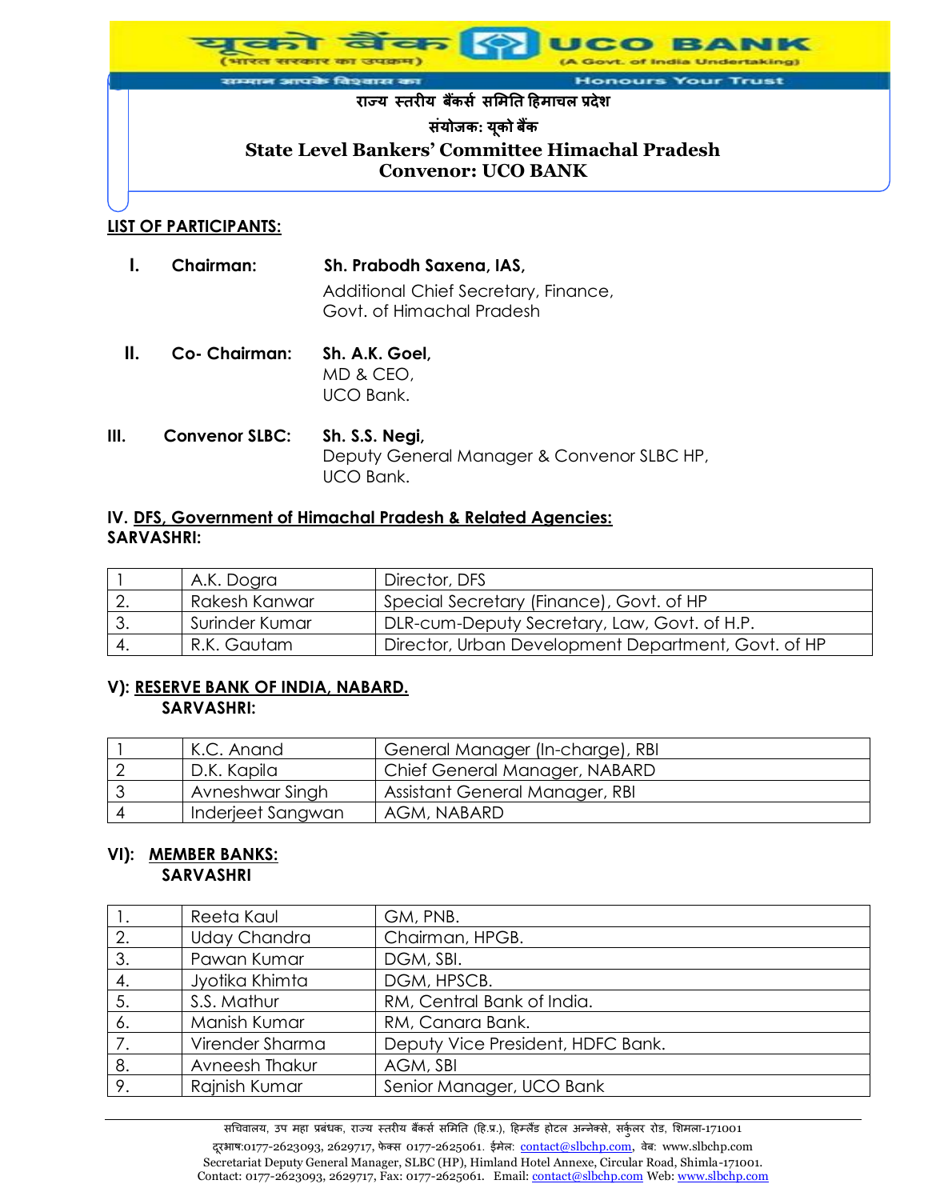राज्य स्तरीय बैंकर्स समिति हिमाचल प्रदेश

संयोजक: यूको बैंक

**State Level Bankers' Committee Himachal Pradesh**
**Convenor: UCO BANK**

## LIST OF PARTICIPANTS:

**I. Chairman:** **Sh. Prabodh Saxena, IAS,**
Additional Chief Secretary, Finance,
Govt. of Himachal Pradesh

**II. Co- Chairman:** **Sh. A.K. Goel,**
MD & CEO,
UCO Bank.

**III. Convenor SLBC:** **Sh. S.S. Negi,**
Deputy General Manager & Convenor SLBC HP,
UCO Bank.

### IV. DFS, Government of Himachal Pradesh & Related Agencies:
**SARVASHRI:**

| | | |
|---|---|---|
| 1 | A.K. Dogra | Director, DFS |
| 2. | Rakesh Kanwar | Special Secretary (Finance), Govt. of HP |
| 3. | Surinder Kumar | DLR-cum-Deputy Secretary, Law, Govt. of H.P. |
| 4. | R.K. Gautam | Director, Urban Development Department, Govt. of HP |

### V): RESERVE BANK OF INDIA, NABARD.
**SARVASHRI:**

| | | |
|---|---|---|
| 1 | K.C. Anand | General Manager (In-charge), RBI |
| 2 | D.K. Kapila | Chief General Manager, NABARD |
| 3 | Avneshwar Singh | Assistant General Manager, RBI |
| 4 | Inderjeet Sangwan | AGM, NABARD |

### VI): MEMBER BANKS:
**SARVASHRI**

| | | |
|---|---|---|
| 1. | Reeta Kaul | GM, PNB. |
| 2. | Uday Chandra | Chairman, HPGB. |
| 3. | Pawan Kumar | DGM, SBI. |
| 4. | Jyotika Khimta | DGM, HPSCB. |
| 5. | S.S. Mathur | RM, Central Bank of India. |
| 6. | Manish Kumar | RM, Canara Bank. |
| 7. | Virender Sharma | Deputy Vice President, HDFC Bank. |
| 8. | Avneesh Thakur | AGM, SBI |
| 9. | Rajnish Kumar | Senior Manager, UCO Bank |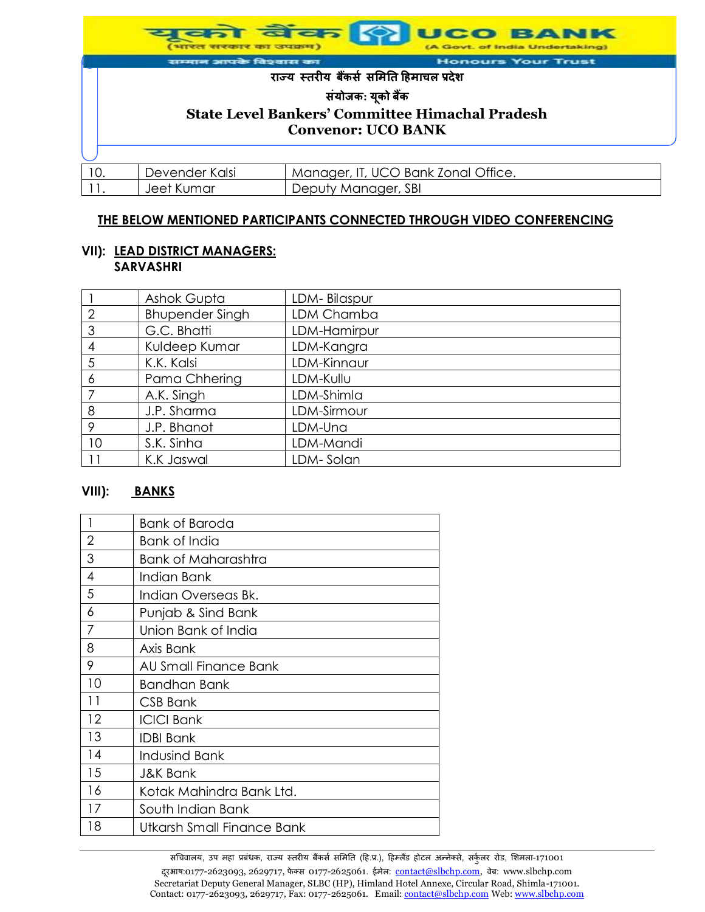| 10. | Devender Kalsi | Manager, IT, UCO Bank Zonal Office. |
|---|---|---|
| 11. | Jeet Kumar | Deputy Manager, SBI |

**THE BELOW MENTIONED PARTICIPANTS CONNECTED THROUGH VIDEO CONFERENCING**

**VII): LEAD DISTRICT MANAGERS:**
**SARVASHRI**

| 1 | Ashok Gupta | LDM- Bilaspur |
|---|---|---|
| 2 | Bhupender Singh | LDM Chamba |
| 3 | G.C. Bhatti | LDM-Hamirpur |
| 4 | Kuldeep Kumar | LDM-Kangra |
| 5 | K.K. Kalsi | LDM-Kinnaur |
| 6 | Pama Chhering | LDM-Kullu |
| 7 | A.K. Singh | LDM-Shimla |
| 8 | J.P. Sharma | LDM-Sirmour |
| 9 | J.P. Bhanot | LDM-Una |
| 10 | S.K. Sinha | LDM-Mandi |
| 11 | K.K Jaswal | LDM- Solan |

**VIII): BANKS**

| 1 | Bank of Baroda |
|---|---|
| 2 | Bank of India |
| 3 | Bank of Maharashtra |
| 4 | Indian Bank |
| 5 | Indian Overseas Bk. |
| 6 | Punjab & Sind Bank |
| 7 | Union Bank of India |
| 8 | Axis Bank |
| 9 | AU Small Finance Bank |
| 10 | Bandhan Bank |
| 11 | CSB Bank |
| 12 | ICICI Bank |
| 13 | IDBI Bank |
| 14 | Indusind Bank |
| 15 | J&K Bank |
| 16 | Kotak Mahindra Bank Ltd. |
| 17 | South Indian Bank |
| 18 | Utkarsh Small Finance Bank |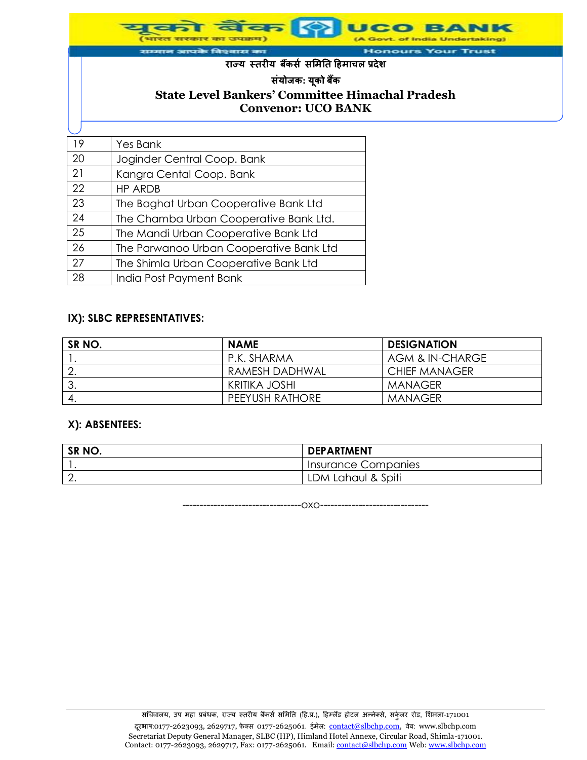| | |
|---|---|
| 19 | Yes Bank |
| 20 | Joginder Central Coop. Bank |
| 21 | Kangra Cental Coop. Bank |
| 22 | HP ARDB |
| 23 | The Baghat Urban Cooperative Bank Ltd |
| 24 | The Chamba Urban Cooperative Bank Ltd. |
| 25 | The Mandi Urban Cooperative Bank Ltd |
| 26 | The Parwanoo Urban Cooperative Bank Ltd |
| 27 | The Shimla Urban Cooperative Bank Ltd |
| 28 | India Post Payment Bank |

**IX): SLBC REPRESENTATIVES:**

| SR NO. | NAME | DESIGNATION |
|---|---|---|
| 1. | P.K. SHARMA | AGM & IN-CHARGE |
| 2. | RAMESH DADHWAL | CHIEF MANAGER |
| 3. | KRITIKA JOSHI | MANAGER |
| 4. | PEEYUSH RATHORE | MANAGER |

**X): ABSENTEES:**

| SR NO. | DEPARTMENT |
|---|---|
| 1. | Insurance Companies |
| 2. | LDM Lahaul & Spiti |

---------------------------------OXO------------------------------